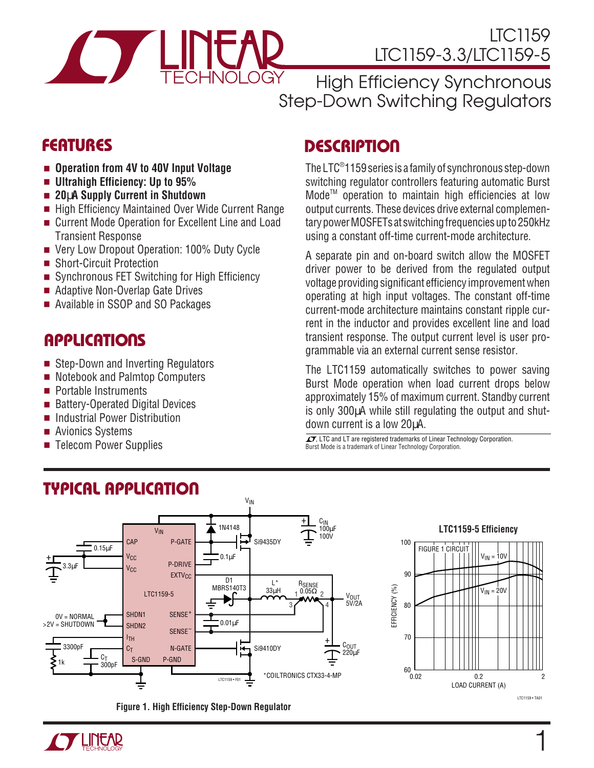# LTC1159
# LTC1159-3.3/LTC1159-5

## High Efficiency Synchronous Step-Down Switching Regulators

## FEATURES

- **Operation from 4V to 40V Input Voltage**
- **Ultrahigh Efficiency: Up to 95%**
- **20μA Supply Current in Shutdown**
- High Efficiency Maintained Over Wide Current Range
- Current Mode Operation for Excellent Line and Load Transient Response
- Very Low Dropout Operation: 100% Duty Cycle
- Short-Circuit Protection
- Synchronous FET Switching for High Efficiency
- Adaptive Non-Overlap Gate Drives
- Available in SSOP and SO Packages

## APPLICATIONS

- Step-Down and Inverting Regulators
- Notebook and Palmtop Computers
- Portable Instruments
- Battery-Operated Digital Devices
- Industrial Power Distribution
- Avionics Systems
- Telecom Power Supplies

## DESCRIPTION

The LTC®1159 series is a family of synchronous step-down switching regulator controllers featuring automatic Burst Mode™ operation to maintain high efficiencies at low output currents. These devices drive external complementary power MOSFETs at switching frequencies up to 250kHz using a constant off-time current-mode architecture.

A separate pin and on-board switch allow the MOSFET driver power to be derived from the regulated output voltage providing significant efficiency improvement when operating at high input voltages. The constant off-time current-mode architecture maintains constant ripple current in the inductor and provides excellent line and load transient response. The output current level is user programmable via an external current sense resistor.

The LTC1159 automatically switches to power saving Burst Mode operation when load current drops below approximately 15% of maximum current. Standby current is only 300μA while still regulating the output and shutdown current is a low 20μA.

LTC and LT are registered trademarks of Linear Technology Corporation.
Burst Mode is a trademark of Linear Technology Corporation.

## TYPICAL APPLICATION

Figure 1. High Efficiency Step-Down Regulator

*COILTRONICS CTX33-4-MP

LTC1159-5 Efficiency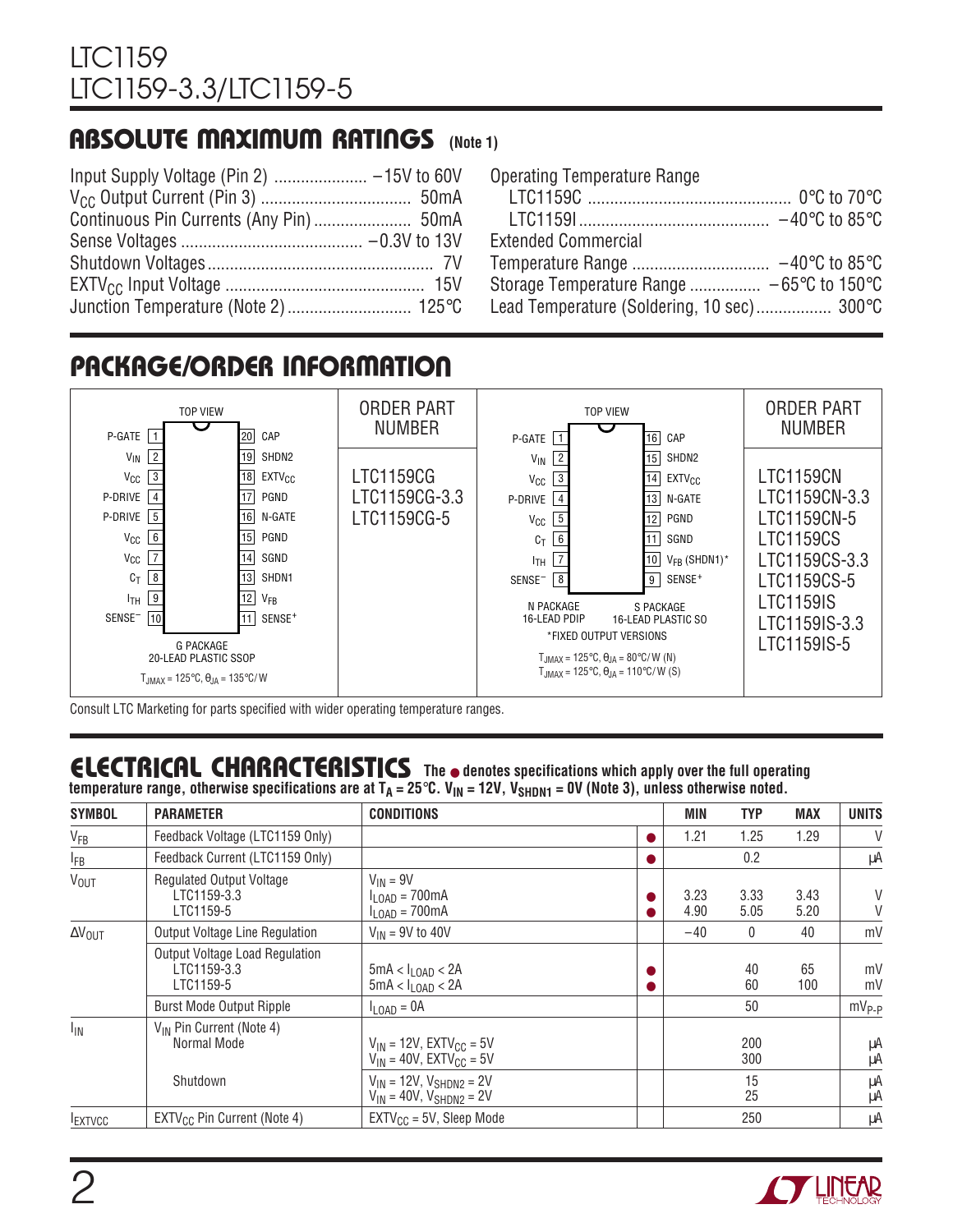## ABSOLUTE MAXIMUM RATINGS (Note 1)

Input Supply Voltage (Pin 2) .................... –15V to 60V
$V_{CC}$ Output Current (Pin 3) ................................ 50mA
Continuous Pin Currents (Any Pin) ..................... 50mA
Sense Voltages ........................................ –0.3V to 13V
Shutdown Voltages .................................................. 7V
$EXTV_{CC}$ Input Voltage ............................................ 15V
Junction Temperature (Note 2) ............................ 125°C

Operating Temperature Range
LTC1159C ............................................. 0°C to 70°C
LTC1159I .......................................... –40°C to 85°C
Extended Commercial
Temperature Range .............................. –40°C to 85°C
Storage Temperature Range ................ –65°C to 150°C
Lead Temperature (Soldering, 10 sec)................. 300°C

## PACKAGE/ORDER INFORMATION

**G PACKAGE, 20-LEAD PLASTIC SSOP (TOP VIEW)**

| Pin | Name | Pin | Name |
|---|---|---|---|
| 1 | P-GATE | 20 | CAP |
| 2 | $V_{IN}$ | 19 | SHDN2 |
| 3 | $V_{CC}$ | 18 | $EXTV_{CC}$ |
| 4 | P-DRIVE | 17 | PGND |
| 5 | P-DRIVE | 16 | N-GATE |
| 6 | $V_{CC}$ | 15 | PGND |
| 7 | $V_{CC}$ | 14 | SGND |
| 8 | $C_T$ | 13 | SHDN1 |
| 9 | $I_{TH}$ | 12 | $V_{FB}$ |
| 10 | $SENSE^-$ | 11 | $SENSE^+$ |

$T_{JMAX}$ = 125°C, $\theta_{JA}$ = 135°C/W

ORDER PART NUMBER: LTC1159CG, LTC1159CG-3.3, LTC1159CG-5

**N PACKAGE, 16-LEAD PDIP / S PACKAGE, 16-LEAD PLASTIC SO (TOP VIEW)**

| Pin | Name | Pin | Name |
|---|---|---|---|
| 1 | P-GATE | 16 | CAP |
| 2 | $V_{IN}$ | 15 | SHDN2 |
| 3 | $V_{CC}$ | 14 | $EXTV_{CC}$ |
| 4 | P-DRIVE | 13 | N-GATE |
| 5 | $V_{CC}$ | 12 | PGND |
| 6 | $C_T$ | 11 | SGND |
| 7 | $I_{TH}$ | 10 | $V_{FB}$ (SHDN1)* |
| 8 | $SENSE^-$ | 9 | $SENSE^+$ |

*FIXED OUTPUT VERSIONS

$T_{JMAX}$ = 125°C, $\theta_{JA}$ = 80°C/W (N)
$T_{JMAX}$ = 125°C, $\theta_{JA}$ = 110°C/W (S)

ORDER PART NUMBER: LTC1159CN, LTC1159CN-3.3, LTC1159CN-5, LTC1159CS, LTC1159CS-3.3, LTC1159CS-5, LTC1159IS, LTC1159IS-3.3, LTC1159IS-5

Consult LTC Marketing for parts specified with wider operating temperature ranges.

## ELECTRICAL CHARACTERISTICS

**The ● denotes specifications which apply over the full operating temperature range, otherwise specifications are at $T_A$ = 25°C. $V_{IN}$ = 12V, $V_{SHDN1}$ = 0V (Note 3), unless otherwise noted.**

| SYMBOL | PARAMETER | CONDITIONS | | MIN | TYP | MAX | UNITS |
|---|---|---|---|---|---|---|---|
| $V_{FB}$ | Feedback Voltage (LTC1159 Only) | | ● | 1.21 | 1.25 | 1.29 | V |
| $I_{FB}$ | Feedback Current (LTC1159 Only) | | ● | | 0.2 | | µA |
| $V_{OUT}$ | Regulated Output Voltage<br>LTC1159-3.3<br>LTC1159-5 | $V_{IN}$ = 9V<br>$I_{LOAD}$ = 700mA<br>$I_{LOAD}$ = 700mA | <br>●<br>● | <br>3.23<br>4.90 | <br>3.33<br>5.05 | <br>3.43<br>5.20 | <br>V<br>V |
| $\Delta V_{OUT}$ | Output Voltage Line Regulation | $V_{IN}$ = 9V to 40V | | –40 | 0 | 40 | mV |
| | Output Voltage Load Regulation<br>LTC1159-3.3<br>LTC1159-5 | <br>5mA < $I_{LOAD}$ < 2A<br>5mA < $I_{LOAD}$ < 2A | <br>●<br>● | | <br>40<br>60 | <br>65<br>100 | <br>mV<br>mV |
| | Burst Mode Output Ripple | $I_{LOAD}$ = 0A | | | 50 | | $mV_{P-P}$ |
| $I_{IN}$ | $V_{IN}$ Pin Current (Note 4)<br>Normal Mode | <br>$V_{IN}$ = 12V, $EXTV_{CC}$ = 5V<br>$V_{IN}$ = 40V, $EXTV_{CC}$ = 5V | | | <br>200<br>300 | | <br>µA<br>µA |
| | Shutdown | $V_{IN}$ = 12V, $V_{SHDN2}$ = 2V<br>$V_{IN}$ = 40V, $V_{SHDN2}$ = 2V | | | 15<br>25 | | µA<br>µA |
| $I_{EXTVCC}$ | $EXTV_{CC}$ Pin Current (Note 4) | $EXTV_{CC}$ = 5V, Sleep Mode | | | 250 | | µA |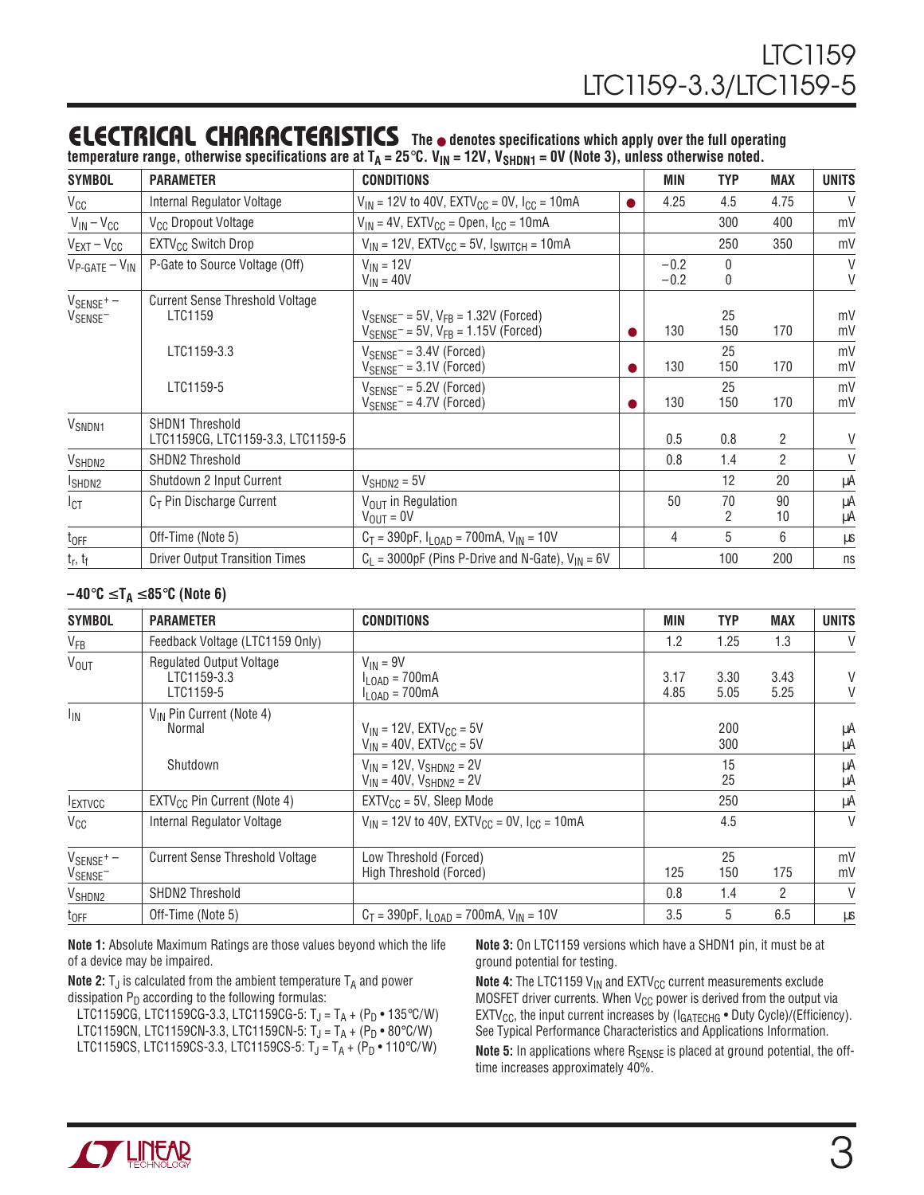## ELECTRICAL CHARACTERISTICS

**The ● denotes specifications which apply over the full operating temperature range, otherwise specifications are at $T_A = 25°C$. $V_{IN} = 12V$, $V_{SHDN1} = 0V$ (Note 3), unless otherwise noted.**

| SYMBOL | PARAMETER | CONDITIONS | | MIN | TYP | MAX | UNITS |
|---|---|---|---|---|---|---|---|
| $V_{CC}$ | Internal Regulator Voltage | $V_{IN}$ = 12V to 40V, $EXTV_{CC}$ = 0V, $I_{CC}$ = 10mA | ● | 4.25 | 4.5 | 4.75 | V |
| $V_{IN} - V_{CC}$ | $V_{CC}$ Dropout Voltage | $V_{IN}$ = 4V, $EXTV_{CC}$ = Open, $I_{CC}$ = 10mA | | | 300 | 400 | mV |
| $V_{EXT} - V_{CC}$ | $EXTV_{CC}$ Switch Drop | $V_{IN}$ = 12V, $EXTV_{CC}$ = 5V, $I_{SWITCH}$ = 10mA | | | 250 | 350 | mV |
| $V_{P\text{-}GATE} - V_{IN}$ | P-Gate to Source Voltage (Off) | $V_{IN}$ = 12V<br>$V_{IN}$ = 40V | | −0.2<br>−0.2 | 0<br>0 | | V<br>V |
| $V_{SENSE^+} - V_{SENSE^-}$ | Current Sense Threshold Voltage<br>LTC1159 | $V_{SENSE^-}$ = 5V, $V_{FB}$ = 1.32V (Forced)<br>$V_{SENSE^-}$ = 5V, $V_{FB}$ = 1.15V (Forced) | ● | <br>130 | 25<br>150 | <br>170 | mV<br>mV |
| | LTC1159-3.3 | $V_{SENSE^-}$ = 3.4V (Forced)<br>$V_{SENSE^-}$ = 3.1V (Forced) | ● | <br>130 | 25<br>150 | <br>170 | mV<br>mV |
| | LTC1159-5 | $V_{SENSE^-}$ = 5.2V (Forced)<br>$V_{SENSE^-}$ = 4.7V (Forced) | ● | <br>130 | 25<br>150 | <br>170 | mV<br>mV |
| $V_{SNDN1}$ | SHDN1 Threshold<br>LTC1159CG, LTC1159-3.3, LTC1159-5 | | | 0.5 | 0.8 | 2 | V |
| $V_{SHDN2}$ | SHDN2 Threshold | | | 0.8 | 1.4 | 2 | V |
| $I_{SHDN2}$ | Shutdown 2 Input Current | $V_{SHDN2}$ = 5V | | | 12 | 20 | μA |
| $I_{CT}$ | $C_T$ Pin Discharge Current | $V_{OUT}$ in Regulation<br>$V_{OUT}$ = 0V | | 50 | 70<br>2 | 90<br>10 | μA<br>μA |
| $t_{OFF}$ | Off-Time (Note 5) | $C_T$ = 390pF, $I_{LOAD}$ = 700mA, $V_{IN}$ = 10V | | 4 | 5 | 6 | μs |
| $t_r$, $t_f$ | Driver Output Transition Times | $C_L$ = 3000pF (Pins P-Drive and N-Gate), $V_{IN}$ = 6V | | | 100 | 200 | ns |

### $-40°C \le T_A \le 85°C$ (Note 6)

| SYMBOL | PARAMETER | CONDITIONS | MIN | TYP | MAX | UNITS |
|---|---|---|---|---|---|---|
| $V_{FB}$ | Feedback Voltage (LTC1159 Only) | | 1.2 | 1.25 | 1.3 | V |
| $V_{OUT}$ | Regulated Output Voltage<br>LTC1159-3.3<br>LTC1159-5 | $V_{IN}$ = 9V<br>$I_{LOAD}$ = 700mA<br>$I_{LOAD}$ = 700mA | <br>3.17<br>4.85 | <br>3.30<br>5.05 | <br>3.43<br>5.25 | <br>V<br>V |
| $I_{IN}$ | $V_{IN}$ Pin Current (Note 4)<br>Normal | $V_{IN}$ = 12V, $EXTV_{CC}$ = 5V<br>$V_{IN}$ = 40V, $EXTV_{CC}$ = 5V | | 200<br>300 | | μA<br>μA |
| | Shutdown | $V_{IN}$ = 12V, $V_{SHDN2}$ = 2V<br>$V_{IN}$ = 40V, $V_{SHDN2}$ = 2V | | 15<br>25 | | μA<br>μA |
| $I_{EXTVCC}$ | $EXTV_{CC}$ Pin Current (Note 4) | $EXTV_{CC}$ = 5V, Sleep Mode | | 250 | | μA |
| $V_{CC}$ | Internal Regulator Voltage | $V_{IN}$ = 12V to 40V, $EXTV_{CC}$ = 0V, $I_{CC}$ = 10mA | | 4.5 | | V |
| $V_{SENSE^+} - V_{SENSE^-}$ | Current Sense Threshold Voltage | Low Threshold (Forced)<br>High Threshold (Forced) | <br>125 | 25<br>150 | <br>175 | mV<br>mV |
| $V_{SHDN2}$ | SHDN2 Threshold | | 0.8 | 1.4 | 2 | V |
| $t_{OFF}$ | Off-Time (Note 5) | $C_T$ = 390pF, $I_{LOAD}$ = 700mA, $V_{IN}$ = 10V | 3.5 | 5 | 6.5 | μs |

**Note 1:** Absolute Maximum Ratings are those values beyond which the life of a device may be impaired.

**Note 2:** $T_J$ is calculated from the ambient temperature $T_A$ and power dissipation $P_D$ according to the following formulas:

LTC1159CG, LTC1159CG-3.3, LTC1159CG-5: $T_J = T_A + (P_D \cdot 135°C/W)$
LTC1159CN, LTC1159CN-3.3, LTC1159CN-5: $T_J = T_A + (P_D \cdot 80°C/W)$
LTC1159CS, LTC1159CS-3.3, LTC1159CS-5: $T_J = T_A + (P_D \cdot 110°C/W)$

**Note 3:** On LTC1159 versions which have a SHDN1 pin, it must be at ground potential for testing.

**Note 4:** The LTC1159 $V_{IN}$ and $EXTV_{CC}$ current measurements exclude MOSFET driver currents. When $V_{CC}$ power is derived from the output via $EXTV_{CC}$, the input current increases by ($I_{GATECHG}$ • Duty Cycle)/(Efficiency). See Typical Performance Characteristics and Applications Information.

**Note 5:** In applications where $R_{SENSE}$ is placed at ground potential, the off-time increases approximately 40%.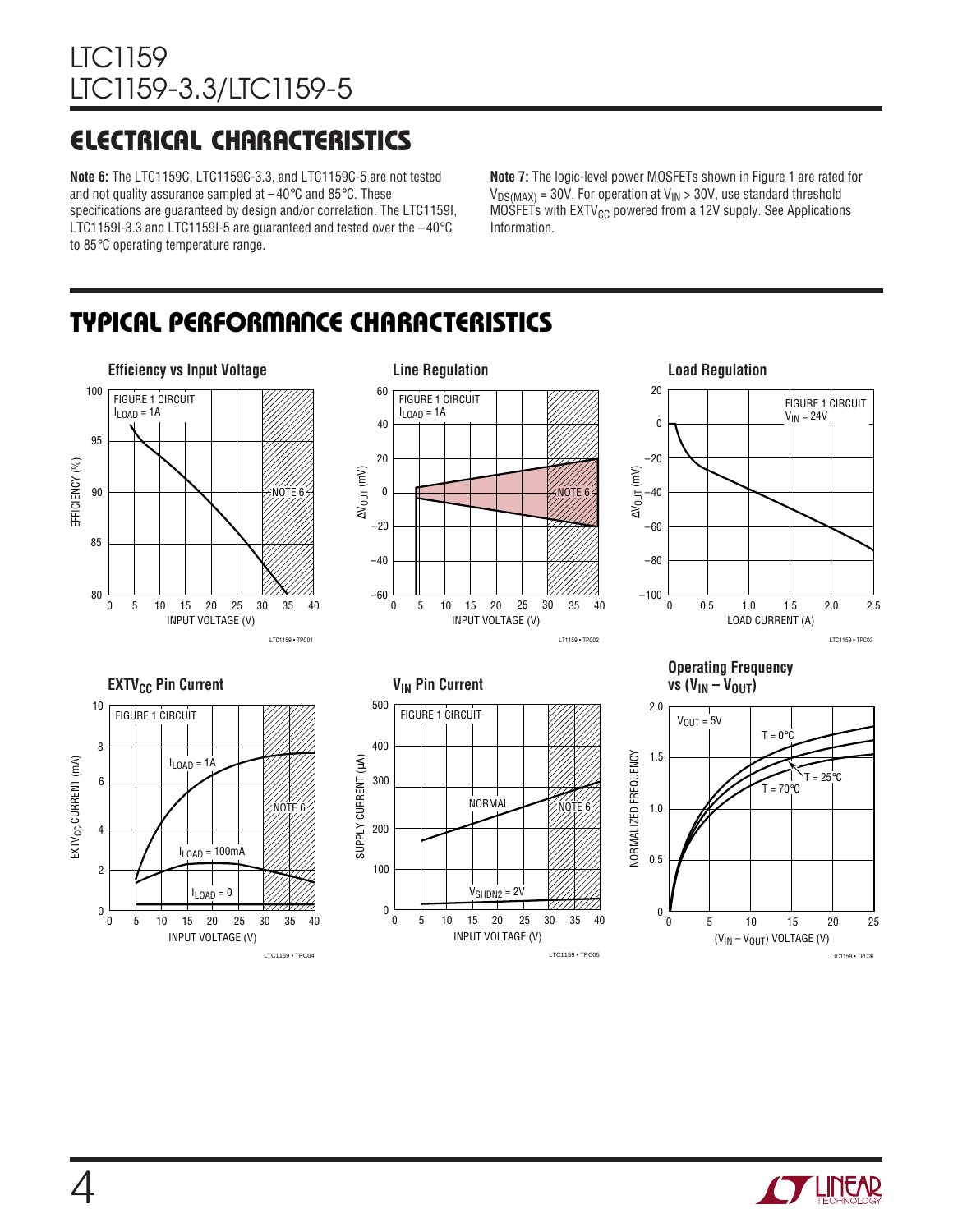## ELECTRICAL CHARACTERISTICS

**Note 6:** The LTC1159C, LTC1159C-3.3, and LTC1159C-5 are not tested and not quality assurance sampled at –40°C and 85°C. These specifications are guaranteed by design and/or correlation. The LTC1159I, LTC1159I-3.3 and LTC1159I-5 are guaranteed and tested over the –40°C to 85°C operating temperature range.

**Note 7:** The logic-level power MOSFETs shown in Figure 1 are rated for $V_{DS(MAX)}$ = 30V. For operation at $V_{IN}$ > 30V, use standard threshold MOSFETs with $EXTV_{CC}$ powered from a 12V supply. See Applications Information.

## TYPICAL PERFORMANCE CHARACTERISTICS

**Efficiency vs Input Voltage**

**Line Regulation**

**Load Regulation**

**$EXTV_{CC}$ Pin Current**

**$V_{IN}$ Pin Current**

**Operating Frequency vs ($V_{IN}$ – $V_{OUT}$)**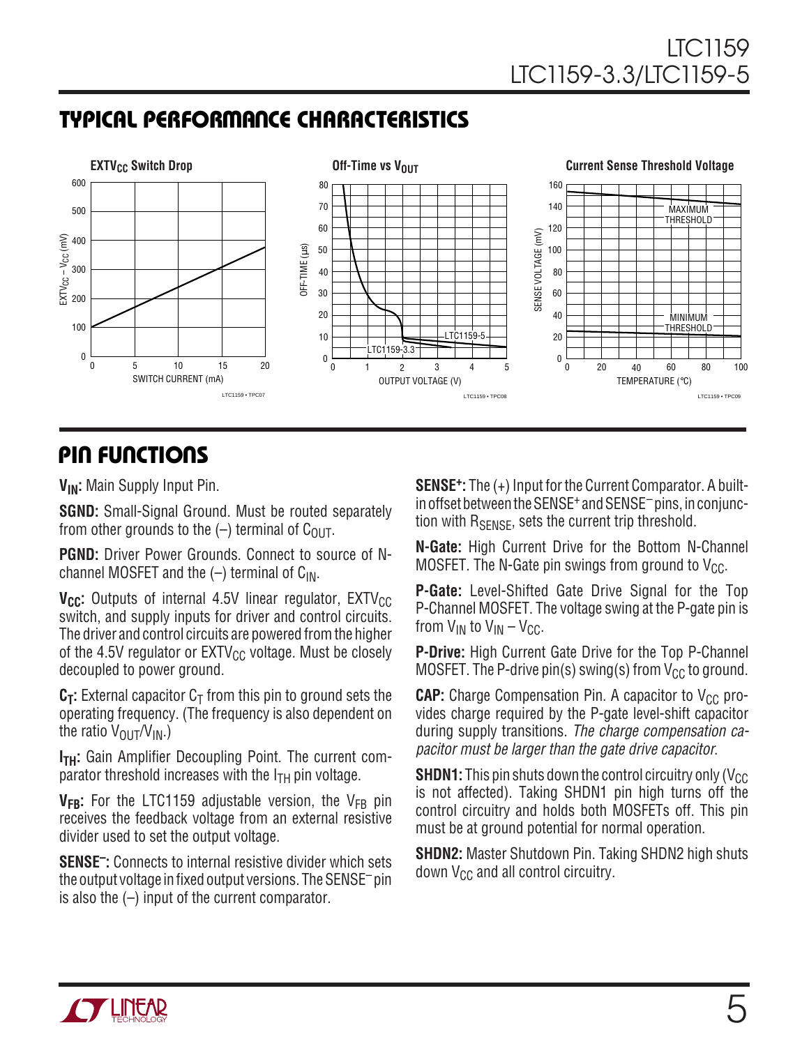## TYPICAL PERFORMANCE CHARACTERISTICS

**$EXTV_{CC}$ Switch Drop**

**Off-Time vs $V_{OUT}$**

**Current Sense Threshold Voltage**

## PIN FUNCTIONS

**$V_{IN}$:** Main Supply Input Pin.

**SGND:** Small-Signal Ground. Must be routed separately from other grounds to the (–) terminal of $C_{OUT}$.

**PGND:** Driver Power Grounds. Connect to source of N-channel MOSFET and the (–) terminal of $C_{IN}$.

**$V_{CC}$:** Outputs of internal 4.5V linear regulator, $EXTV_{CC}$ switch, and supply inputs for driver and control circuits. The driver and control circuits are powered from the higher of the 4.5V regulator or $EXTV_{CC}$ voltage. Must be closely decoupled to power ground.

**$C_T$:** External capacitor $C_T$ from this pin to ground sets the operating frequency. (The frequency is also dependent on the ratio $V_{OUT}/V_{IN}$.)

**$I_{TH}$:** Gain Amplifier Decoupling Point. The current comparator threshold increases with the $I_{TH}$ pin voltage.

**$V_{FB}$:** For the LTC1159 adjustable version, the $V_{FB}$ pin receives the feedback voltage from an external resistive divider used to set the output voltage.

**SENSE⁻:** Connects to internal resistive divider which sets the output voltage in fixed output versions. The SENSE⁻ pin is also the (–) input of the current comparator.

**SENSE⁺:** The (+) Input for the Current Comparator. A built-in offset between the SENSE⁺ and SENSE⁻ pins, in conjunction with $R_{SENSE}$, sets the current trip threshold.

**N-Gate:** High Current Drive for the Bottom N-Channel MOSFET. The N-Gate pin swings from ground to $V_{CC}$.

**P-Gate:** Level-Shifted Gate Drive Signal for the Top P-Channel MOSFET. The voltage swing at the P-gate pin is from $V_{IN}$ to $V_{IN} – V_{CC}$.

**P-Drive:** High Current Gate Drive for the Top P-Channel MOSFET. The P-drive pin(s) swing(s) from $V_{CC}$ to ground.

**CAP:** Charge Compensation Pin. A capacitor to $V_{CC}$ provides charge required by the P-gate level-shift capacitor during supply transitions. *The charge compensation capacitor must be larger than the gate drive capacitor.*

**SHDN1:** This pin shuts down the control circuitry only ($V_{CC}$ is not affected). Taking SHDN1 pin high turns off the control circuitry and holds both MOSFETs off. This pin must be at ground potential for normal operation.

**SHDN2:** Master Shutdown Pin. Taking SHDN2 high shuts down $V_{CC}$ and all control circuitry.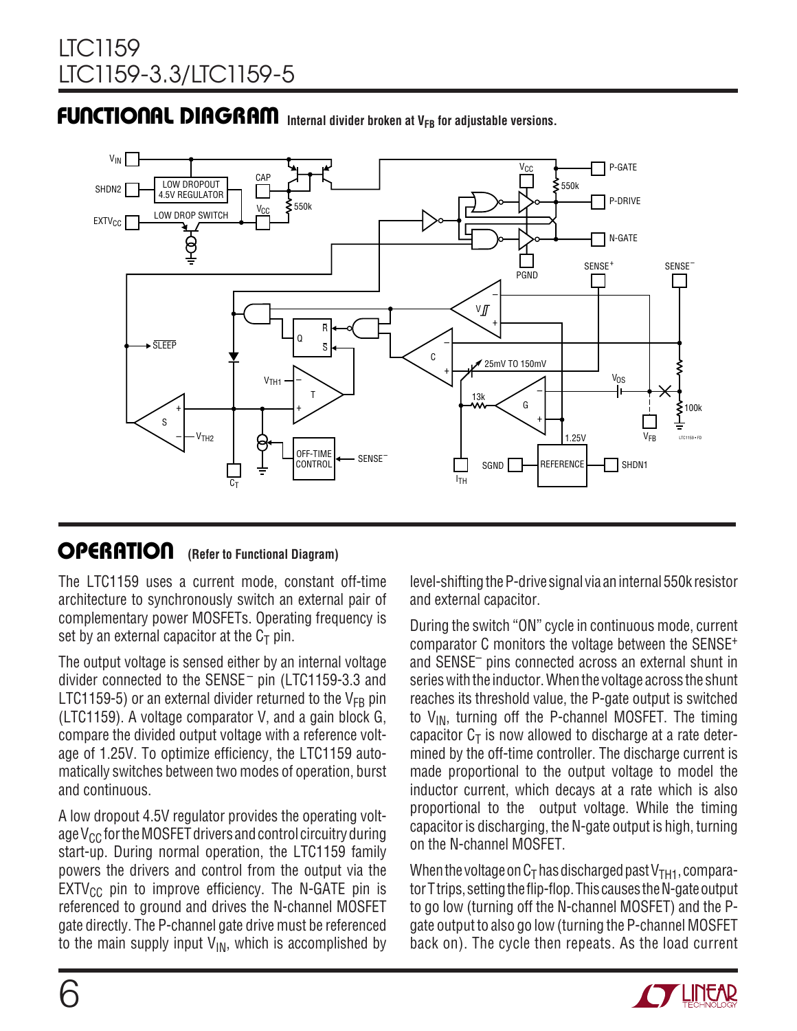## FUNCTIONAL DIAGRAM

Internal divider broken at $V_{FB}$ for adjustable versions.

## OPERATION (Refer to Functional Diagram)

The LTC1159 uses a current mode, constant off-time architecture to synchronously switch an external pair of complementary power MOSFETs. Operating frequency is set by an external capacitor at the $C_T$ pin.

The output voltage is sensed either by an internal voltage divider connected to the $SENSE^-$ pin (LTC1159-3.3 and LTC1159-5) or an external divider returned to the $V_{FB}$ pin (LTC1159). A voltage comparator V, and a gain block G, compare the divided output voltage with a reference voltage of 1.25V. To optimize efficiency, the LTC1159 automatically switches between two modes of operation, burst and continuous.

A low dropout 4.5V regulator provides the operating voltage $V_{CC}$ for the MOSFET drivers and control circuitry during start-up. During normal operation, the LTC1159 family powers the drivers and control from the output via the $EXTV_{CC}$ pin to improve efficiency. The N-GATE pin is referenced to ground and drives the N-channel MOSFET gate directly. The P-channel gate drive must be referenced to the main supply input $V_{IN}$, which is accomplished by level-shifting the P-drive signal via an internal 550k resistor and external capacitor.

During the switch "ON" cycle in continuous mode, current comparator C monitors the voltage between the $SENSE^+$ and $SENSE^-$ pins connected across an external shunt in series with the inductor. When the voltage across the shunt reaches its threshold value, the P-gate output is switched to $V_{IN}$, turning off the P-channel MOSFET. The timing capacitor $C_T$ is now allowed to discharge at a rate determined by the off-time controller. The discharge current is made proportional to the output voltage to model the inductor current, which decays at a rate which is also proportional to the output voltage. While the timing capacitor is discharging, the N-gate output is high, turning on the N-channel MOSFET.

When the voltage on $C_T$ has discharged past $V_{TH1}$, comparator T trips, setting the flip-flop. This causes the N-gate output to go low (turning off the N-channel MOSFET) and the P-gate output to also go low (turning the P-channel MOSFET back on). The cycle then repeats. As the load current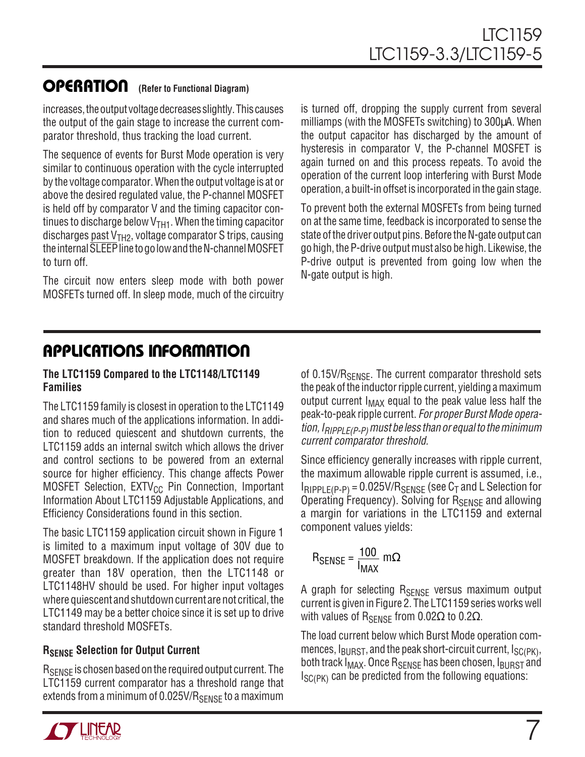## OPERATION (Refer to Functional Diagram)

increases, the output voltage decreases slightly. This causes the output of the gain stage to increase the current comparator threshold, thus tracking the load current.

The sequence of events for Burst Mode operation is very similar to continuous operation with the cycle interrupted by the voltage comparator. When the output voltage is at or above the desired regulated value, the P-channel MOSFET is held off by comparator V and the timing capacitor continues to discharge below $V_{TH1}$. When the timing capacitor discharges past $V_{TH2}$, voltage comparator S trips, causing the internal $\overline{SLEEP}$ line to go low and the N-channel MOSFET to turn off.

The circuit now enters sleep mode with both power MOSFETs turned off. In sleep mode, much of the circuitry is turned off, dropping the supply current from several milliamps (with the MOSFETs switching) to 300µA. When the output capacitor has discharged by the amount of hysteresis in comparator V, the P-channel MOSFET is again turned on and this process repeats. To avoid the operation of the current loop interfering with Burst Mode operation, a built-in offset is incorporated in the gain stage.

To prevent both the external MOSFETs from being turned on at the same time, feedback is incorporated to sense the state of the driver output pins. Before the N-gate output can go high, the P-drive output must also be high. Likewise, the P-drive output is prevented from going low when the N-gate output is high.

## APPLICATIONS INFORMATION

### The LTC1159 Compared to the LTC1148/LTC1149 Families

The LTC1159 family is closest in operation to the LTC1149 and shares much of the applications information. In addition to reduced quiescent and shutdown currents, the LTC1159 adds an internal switch which allows the driver and control sections to be powered from an external source for higher efficiency. This change affects Power MOSFET Selection, $EXTV_{CC}$ Pin Connection, Important Information About LTC1159 Adjustable Applications, and Efficiency Considerations found in this section.

The basic LTC1159 application circuit shown in Figure 1 is limited to a maximum input voltage of 30V due to MOSFET breakdown. If the application does not require greater than 18V operation, then the LTC1148 or LTC1148HV should be used. For higher input voltages where quiescent and shutdown current are not critical, the LTC1149 may be a better choice since it is set up to drive standard threshold MOSFETs.

### $R_{SENSE}$ Selection for Output Current

$R_{SENSE}$ is chosen based on the required output current. The LTC1159 current comparator has a threshold range that extends from a minimum of $0.025V/R_{SENSE}$ to a maximum of $0.15V/R_{SENSE}$. The current comparator threshold sets the peak of the inductor ripple current, yielding a maximum output current $I_{MAX}$ equal to the peak value less half the peak-to-peak ripple current. *For proper Burst Mode operation, $I_{RIPPLE(P-P)}$ must be less than or equal to the minimum current comparator threshold.*

Since efficiency generally increases with ripple current, the maximum allowable ripple current is assumed, i.e., $I_{RIPPLE(P-P)} = 0.025V/R_{SENSE}$ (see $C_T$ and L Selection for Operating Frequency). Solving for $R_{SENSE}$ and allowing a margin for variations in the LTC1159 and external component values yields:

$$R_{SENSE} = \frac{100}{I_{MAX}}\ \text{m}\Omega$$

A graph for selecting $R_{SENSE}$ versus maximum output current is given in Figure 2. The LTC1159 series works well with values of $R_{SENSE}$ from 0.02Ω to 0.2Ω.

The load current below which Burst Mode operation commences, $I_{BURST}$, and the peak short-circuit current, $I_{SC(PK)}$, both track $I_{MAX}$. Once $R_{SENSE}$ has been chosen, $I_{BURST}$ and $I_{SC(PK)}$ can be predicted from the following equations: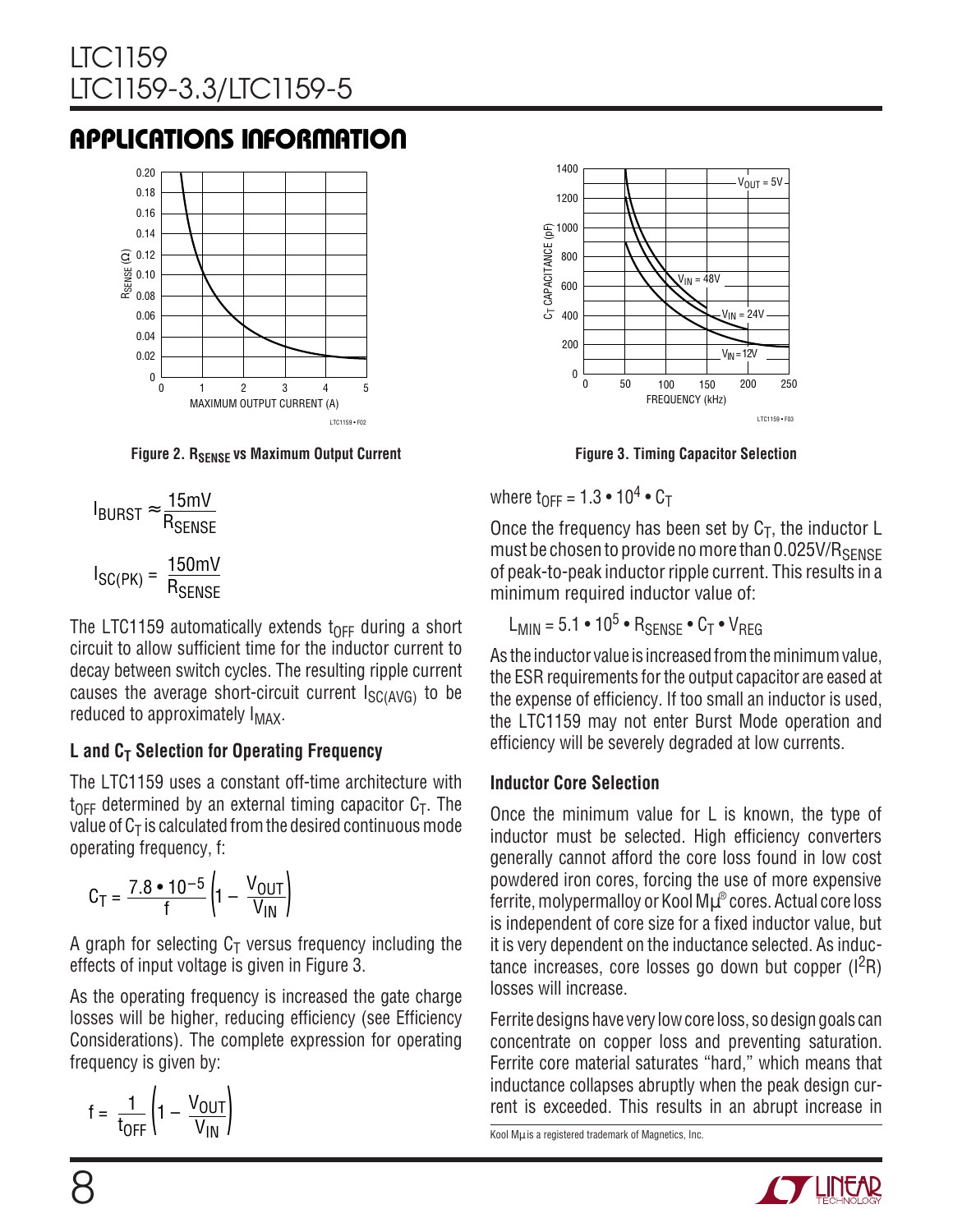## APPLICATIONS INFORMATION

Figure 2. $R_{SENSE}$ vs Maximum Output Current

Figure 3. Timing Capacitor Selection

$$I_{BURST} \approx \frac{15mV}{R_{SENSE}}$$

$$I_{SC(PK)} = \frac{150mV}{R_{SENSE}}$$

The LTC1159 automatically extends $t_{OFF}$ during a short circuit to allow sufficient time for the inductor current to decay between switch cycles. The resulting ripple current causes the average short-circuit current $I_{SC(AVG)}$ to be reduced to approximately $I_{MAX}$.

### L and $C_T$ Selection for Operating Frequency

The LTC1159 uses a constant off-time architecture with $t_{OFF}$ determined by an external timing capacitor $C_T$. The value of $C_T$ is calculated from the desired continuous mode operating frequency, f:

$$C_T = \frac{7.8 \bullet 10^{-5}}{f}\left(1 - \frac{V_{OUT}}{V_{IN}}\right)$$

A graph for selecting $C_T$ versus frequency including the effects of input voltage is given in Figure 3.

As the operating frequency is increased the gate charge losses will be higher, reducing efficiency (see Efficiency Considerations). The complete expression for operating frequency is given by:

$$f = \frac{1}{t_{OFF}}\left(1 - \frac{V_{OUT}}{V_{IN}}\right)$$

where $t_{OFF} = 1.3 \bullet 10^4 \bullet C_T$

Once the frequency has been set by $C_T$, the inductor L must be chosen to provide no more than $0.025V/R_{SENSE}$ of peak-to-peak inductor ripple current. This results in a minimum required inductor value of:

$$L_{MIN} = 5.1 \bullet 10^5 \bullet R_{SENSE} \bullet C_T \bullet V_{REG}$$

As the inductor value is increased from the minimum value, the ESR requirements for the output capacitor are eased at the expense of efficiency. If too small an inductor is used, the LTC1159 may not enter Burst Mode operation and efficiency will be severely degraded at low currents.

### Inductor Core Selection

Once the minimum value for L is known, the type of inductor must be selected. High efficiency converters generally cannot afford the core loss found in low cost powdered iron cores, forcing the use of more expensive ferrite, molypermalloy or Kool Mμ® cores. Actual core loss is independent of core size for a fixed inductor value, but it is very dependent on the inductance selected. As inductance increases, core losses go down but copper ($I^2R$) losses will increase.

Ferrite designs have very low core loss, so design goals can concentrate on copper loss and preventing saturation. Ferrite core material saturates "hard," which means that inductance collapses abruptly when the peak design current is exceeded. This results in an abrupt increase in

Kool Mμ is a registered trademark of Magnetics, Inc.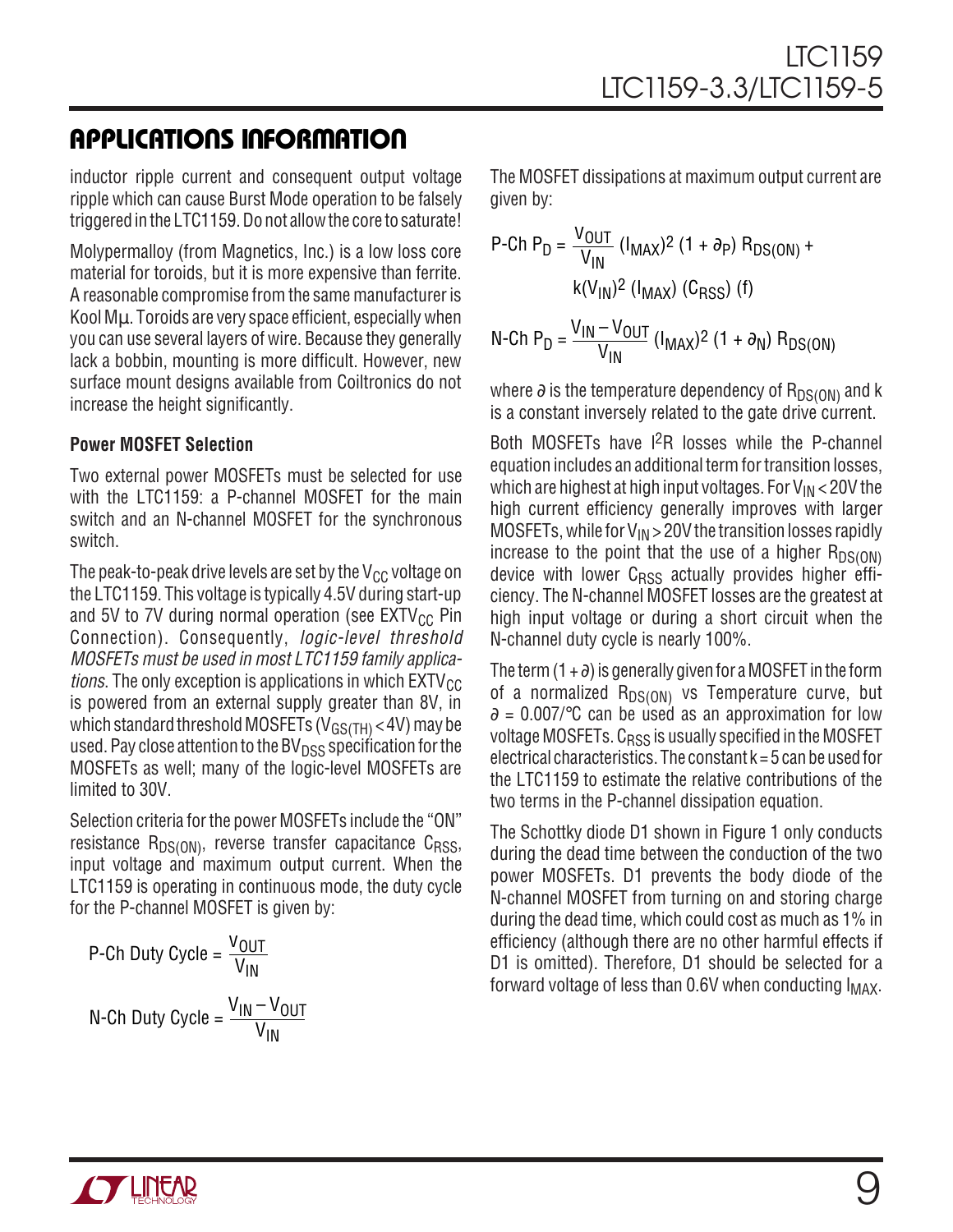## APPLICATIONS INFORMATION

inductor ripple current and consequent output voltage ripple which can cause Burst Mode operation to be falsely triggered in the LTC1159. Do not allow the core to saturate!

Molypermalloy (from Magnetics, Inc.) is a low loss core material for toroids, but it is more expensive than ferrite. A reasonable compromise from the same manufacturer is Kool Mμ. Toroids are very space efficient, especially when you can use several layers of wire. Because they generally lack a bobbin, mounting is more difficult. However, new surface mount designs available from Coiltronics do not increase the height significantly.

**Power MOSFET Selection**

Two external power MOSFETs must be selected for use with the LTC1159: a P-channel MOSFET for the main switch and an N-channel MOSFET for the synchronous switch.

The peak-to-peak drive levels are set by the $V_{CC}$ voltage on the LTC1159. This voltage is typically 4.5V during start-up and 5V to 7V during normal operation (see $EXTV_{CC}$ Pin Connection). Consequently, *logic-level threshold MOSFETs must be used in most LTC1159 family applications.* The only exception is applications in which $EXTV_{CC}$ is powered from an external supply greater than 8V, in which standard threshold MOSFETs ($V_{GS(TH)} < 4V$) may be used. Pay close attention to the $BV_{DSS}$ specification for the MOSFETs as well; many of the logic-level MOSFETs are limited to 30V.

Selection criteria for the power MOSFETs include the "ON" resistance $R_{DS(ON)}$, reverse transfer capacitance $C_{RSS}$, input voltage and maximum output current. When the LTC1159 is operating in continuous mode, the duty cycle for the P-channel MOSFET is given by:

$$\text{P-Ch Duty Cycle} = \frac{V_{OUT}}{V_{IN}}$$

$$\text{N-Ch Duty Cycle} = \frac{V_{IN} - V_{OUT}}{V_{IN}}$$

The MOSFET dissipations at maximum output current are given by:

$$\text{P-Ch } P_D = \frac{V_{OUT}}{V_{IN}} (I_{MAX})^2 (1 + \partial_P) R_{DS(ON)} + k(V_{IN})^2 (I_{MAX}) (C_{RSS}) (f)$$

$$\text{N-Ch } P_D = \frac{V_{IN} - V_{OUT}}{V_{IN}} (I_{MAX})^2 (1 + \partial_N) R_{DS(ON)}$$

where $\partial$ is the temperature dependency of $R_{DS(ON)}$ and k is a constant inversely related to the gate drive current.

Both MOSFETs have $I^2R$ losses while the P-channel equation includes an additional term for transition losses, which are highest at high input voltages. For $V_{IN} < 20V$ the high current efficiency generally improves with larger MOSFETs, while for $V_{IN} > 20V$ the transition losses rapidly increase to the point that the use of a higher $R_{DS(ON)}$ device with lower $C_{RSS}$ actually provides higher efficiency. The N-channel MOSFET losses are the greatest at high input voltage or during a short circuit when the N-channel duty cycle is nearly 100%.

The term $(1 + \partial)$ is generally given for a MOSFET in the form of a normalized $R_{DS(ON)}$ vs Temperature curve, but $\partial = 0.007/°C$ can be used as an approximation for low voltage MOSFETs. $C_{RSS}$ is usually specified in the MOSFET electrical characteristics. The constant $k = 5$ can be used for the LTC1159 to estimate the relative contributions of the two terms in the P-channel dissipation equation.

The Schottky diode D1 shown in Figure 1 only conducts during the dead time between the conduction of the two power MOSFETs. D1 prevents the body diode of the N-channel MOSFET from turning on and storing charge during the dead time, which could cost as much as 1% in efficiency (although there are no other harmful effects if D1 is omitted). Therefore, D1 should be selected for a forward voltage of less than 0.6V when conducting $I_{MAX}$.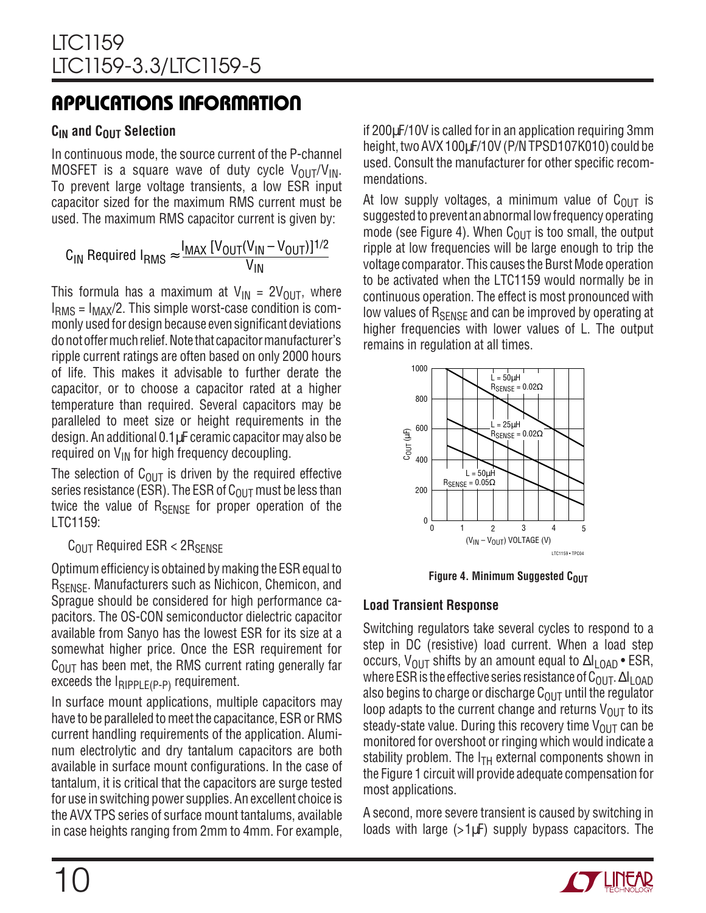## APPLICATIONS INFORMATION

### $C_{IN}$ and $C_{OUT}$ Selection

In continuous mode, the source current of the P-channel MOSFET is a square wave of duty cycle $V_{OUT}/V_{IN}$. To prevent large voltage transients, a low ESR input capacitor sized for the maximum RMS current must be used. The maximum RMS capacitor current is given by:

$$C_{IN} \text{ Required } I_{RMS} \approx \frac{I_{MAX}\,[V_{OUT}(V_{IN} - V_{OUT})]^{1/2}}{V_{IN}}$$

This formula has a maximum at $V_{IN} = 2V_{OUT}$, where $I_{RMS} = I_{MAX}/2$. This simple worst-case condition is commonly used for design because even significant deviations do not offer much relief. Note that capacitor manufacturer's ripple current ratings are often based on only 2000 hours of life. This makes it advisable to further derate the capacitor, or to choose a capacitor rated at a higher temperature than required. Several capacitors may be paralleled to meet size or height requirements in the design. An additional 0.1µF ceramic capacitor may also be required on $V_{IN}$ for high frequency decoupling.

The selection of $C_{OUT}$ is driven by the required effective series resistance (ESR). The ESR of $C_{OUT}$ must be less than twice the value of $R_{SENSE}$ for proper operation of the LTC1159:

$C_{OUT}$ Required ESR < $2R_{SENSE}$

Optimum efficiency is obtained by making the ESR equal to $R_{SENSE}$. Manufacturers such as Nichicon, Chemicon, and Sprague should be considered for high performance capacitors. The OS-CON semiconductor dielectric capacitor available from Sanyo has the lowest ESR for its size at a somewhat higher price. Once the ESR requirement for $C_{OUT}$ has been met, the RMS current rating generally far exceeds the $I_{RIPPLE(P-P)}$ requirement.

In surface mount applications, multiple capacitors may have to be paralleled to meet the capacitance, ESR or RMS current handling requirements of the application. Aluminum electrolytic and dry tantalum capacitors are both available in surface mount configurations. In the case of tantalum, it is critical that the capacitors are surge tested for use in switching power supplies. An excellent choice is the AVX TPS series of surface mount tantalums, available in case heights ranging from 2mm to 4mm. For example, if 200µF/10V is called for in an application requiring 3mm height, two AVX 100µF/10V (P/N TPSD107K010) could be used. Consult the manufacturer for other specific recommendations.

At low supply voltages, a minimum value of $C_{OUT}$ is suggested to prevent an abnormal low frequency operating mode (see Figure 4). When $C_{OUT}$ is too small, the output ripple at low frequencies will be large enough to trip the voltage comparator. This causes the Burst Mode operation to be activated when the LTC1159 would normally be in continuous operation. The effect is most pronounced with low values of $R_{SENSE}$ and can be improved by operating at higher frequencies with lower values of L. The output remains in regulation at all times.

**Figure 4. Minimum Suggested $C_{OUT}$**

### Load Transient Response

Switching regulators take several cycles to respond to a step in DC (resistive) load current. When a load step occurs, $V_{OUT}$ shifts by an amount equal to $\Delta I_{LOAD} \bullet ESR$, where ESR is the effective series resistance of $C_{OUT}$. $\Delta I_{LOAD}$ also begins to charge or discharge $C_{OUT}$ until the regulator loop adapts to the current change and returns $V_{OUT}$ to its steady-state value. During this recovery time $V_{OUT}$ can be monitored for overshoot or ringing which would indicate a stability problem. The $I_{TH}$ external components shown in the Figure 1 circuit will provide adequate compensation for most applications.

A second, more severe transient is caused by switching in loads with large (>1µF) supply bypass capacitors. The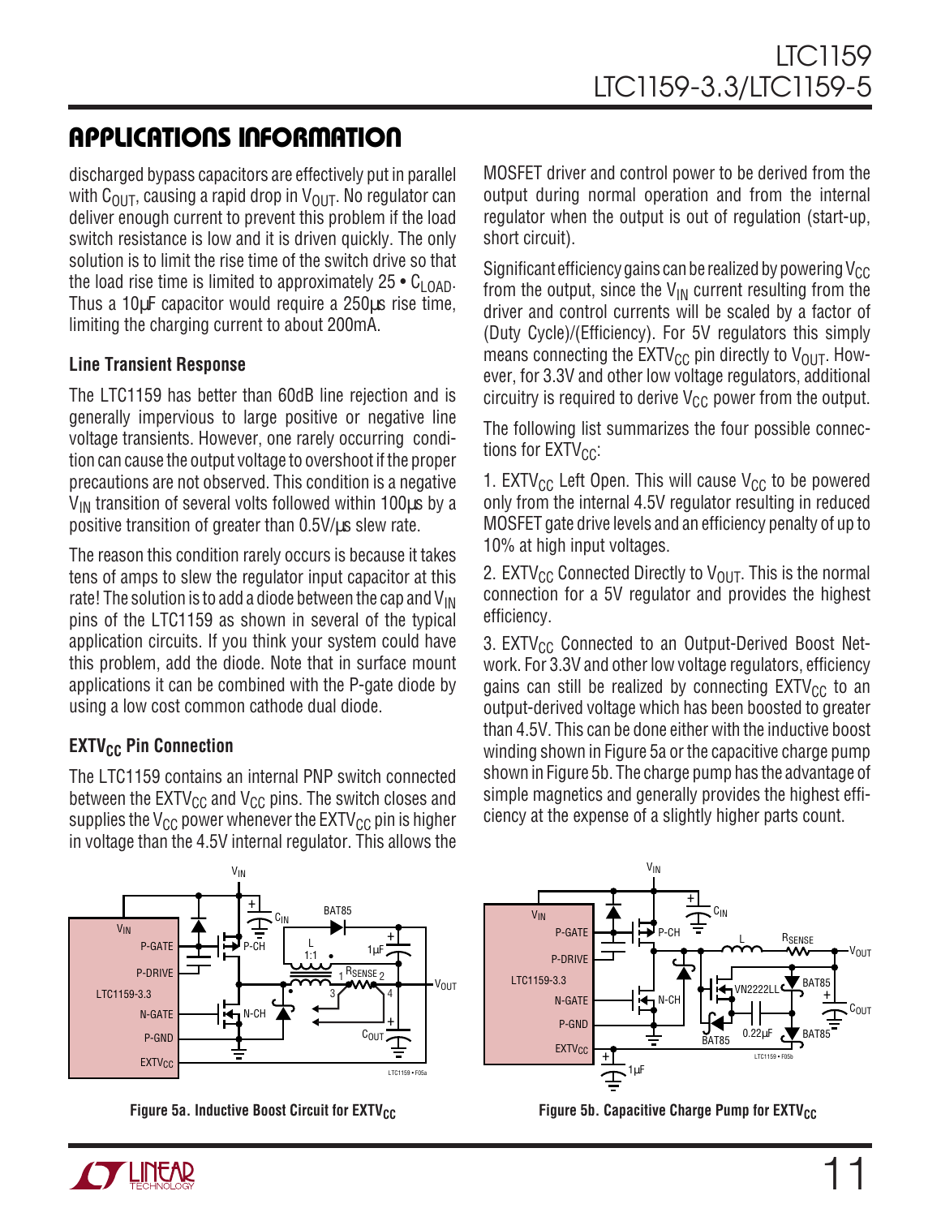## APPLICATIONS INFORMATION

discharged bypass capacitors are effectively put in parallel with $C_{OUT}$, causing a rapid drop in $V_{OUT}$. No regulator can deliver enough current to prevent this problem if the load switch resistance is low and it is driven quickly. The only solution is to limit the rise time of the switch drive so that the load rise time is limited to approximately $25 \bullet C_{LOAD}$. Thus a 10µF capacitor would require a 250µs rise time, limiting the charging current to about 200mA.

### Line Transient Response

The LTC1159 has better than 60dB line rejection and is generally impervious to large positive or negative line voltage transients. However, one rarely occurring condition can cause the output voltage to overshoot if the proper precautions are not observed. This condition is a negative $V_{IN}$ transition of several volts followed within 100µs by a positive transition of greater than 0.5V/µs slew rate.

The reason this condition rarely occurs is because it takes tens of amps to slew the regulator input capacitor at this rate! The solution is to add a diode between the cap and $V_{IN}$ pins of the LTC1159 as shown in several of the typical application circuits. If you think your system could have this problem, add the diode. Note that in surface mount applications it can be combined with the P-gate diode by using a low cost common cathode dual diode.

### $EXTV_{CC}$ Pin Connection

The LTC1159 contains an internal PNP switch connected between the $EXTV_{CC}$ and $V_{CC}$ pins. The switch closes and supplies the $V_{CC}$ power whenever the $EXTV_{CC}$ pin is higher in voltage than the 4.5V internal regulator. This allows the MOSFET driver and control power to be derived from the output during normal operation and from the internal regulator when the output is out of regulation (start-up, short circuit).

Significant efficiency gains can be realized by powering $V_{CC}$ from the output, since the $V_{IN}$ current resulting from the driver and control currents will be scaled by a factor of (Duty Cycle)/(Efficiency). For 5V regulators this simply means connecting the $EXTV_{CC}$ pin directly to $V_{OUT}$. However, for 3.3V and other low voltage regulators, additional circuitry is required to derive $V_{CC}$ power from the output.

The following list summarizes the four possible connections for $EXTV_{CC}$:

1. $EXTV_{CC}$ Left Open. This will cause $V_{CC}$ to be powered only from the internal 4.5V regulator resulting in reduced MOSFET gate drive levels and an efficiency penalty of up to 10% at high input voltages.

2. $EXTV_{CC}$ Connected Directly to $V_{OUT}$. This is the normal connection for a 5V regulator and provides the highest efficiency.

3. $EXTV_{CC}$ Connected to an Output-Derived Boost Network. For 3.3V and other low voltage regulators, efficiency gains can still be realized by connecting $EXTV_{CC}$ to an output-derived voltage which has been boosted to greater than 4.5V. This can be done either with the inductive boost winding shown in Figure 5a or the capacitive charge pump shown in Figure 5b. The charge pump has the advantage of simple magnetics and generally provides the highest efficiency at the expense of a slightly higher parts count.

**Figure 5a. Inductive Boost Circuit for $EXTV_{CC}$**

**Figure 5b. Capacitive Charge Pump for $EXTV_{CC}$**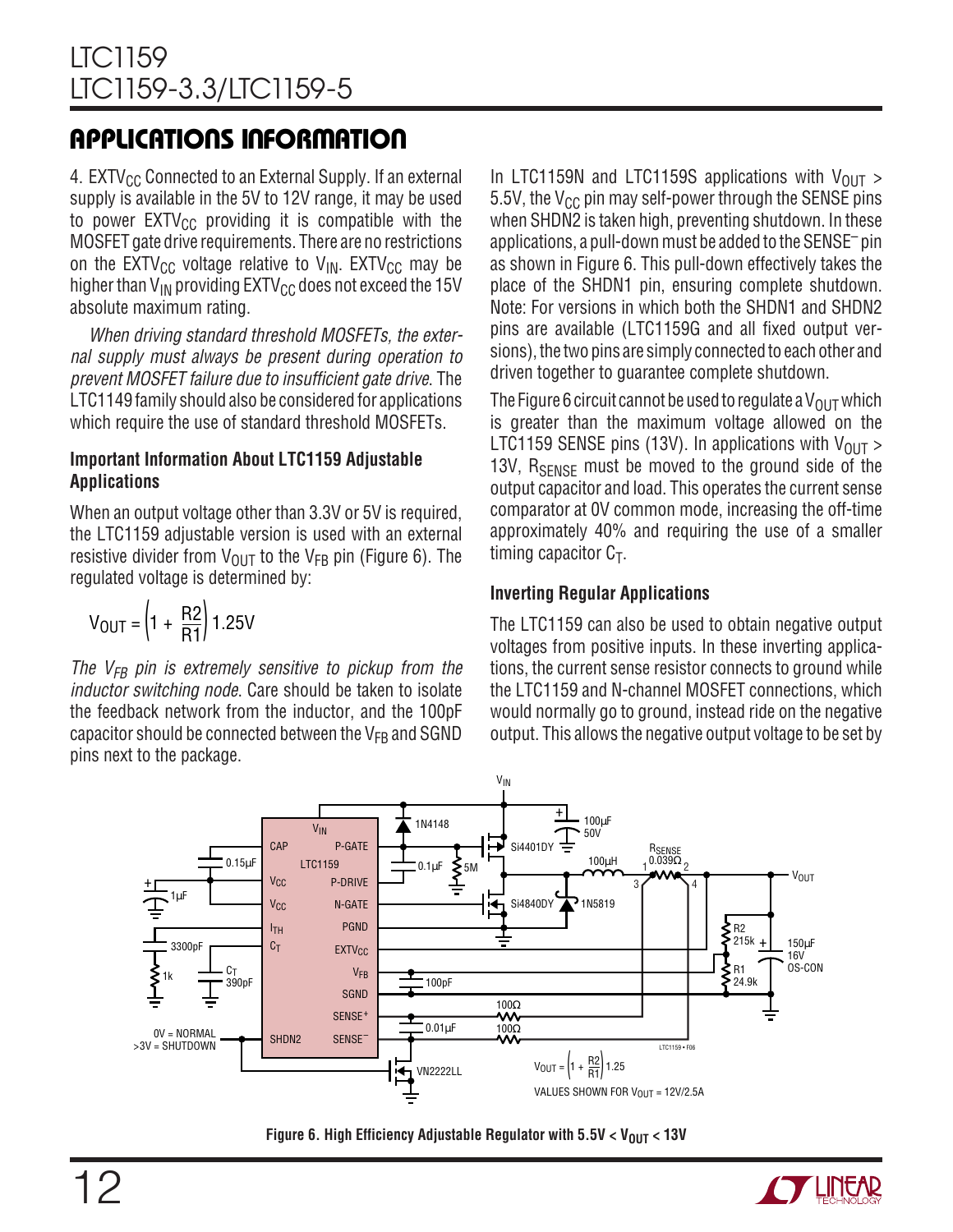## APPLICATIONS INFORMATION

4. $EXTV_{CC}$ Connected to an External Supply. If an external supply is available in the 5V to 12V range, it may be used to power $EXTV_{CC}$ providing it is compatible with the MOSFET gate drive requirements. There are no restrictions on the $EXTV_{CC}$ voltage relative to $V_{IN}$. $EXTV_{CC}$ may be higher than $V_{IN}$ providing $EXTV_{CC}$ does not exceed the 15V absolute maximum rating.

*When driving standard threshold MOSFETs, the external supply must always be present during operation to prevent MOSFET failure due to insufficient gate drive*. The LTC1149 family should also be considered for applications which require the use of standard threshold MOSFETs.

### Important Information About LTC1159 Adjustable Applications

When an output voltage other than 3.3V or 5V is required, the LTC1159 adjustable version is used with an external resistive divider from $V_{OUT}$ to the $V_{FB}$ pin (Figure 6). The regulated voltage is determined by:

$$V_{OUT} = \left(1 + \frac{R2}{R1}\right) 1.25V$$

*The $V_{FB}$ pin is extremely sensitive to pickup from the inductor switching node*. Care should be taken to isolate the feedback network from the inductor, and the 100pF capacitor should be connected between the $V_{FB}$ and SGND pins next to the package.

In LTC1159N and LTC1159S applications with $V_{OUT}$ > 5.5V, the $V_{CC}$ pin may self-power through the SENSE pins when SHDN2 is taken high, preventing shutdown. In these applications, a pull-down must be added to the $SENSE^-$ pin as shown in Figure 6. This pull-down effectively takes the place of the SHDN1 pin, ensuring complete shutdown. Note: For versions in which both the SHDN1 and SHDN2 pins are available (LTC1159G and all fixed output versions), the two pins are simply connected to each other and driven together to guarantee complete shutdown.

The Figure 6 circuit cannot be used to regulate a $V_{OUT}$ which is greater than the maximum voltage allowed on the LTC1159 SENSE pins (13V). In applications with $V_{OUT}$ > 13V, $R_{SENSE}$ must be moved to the ground side of the output capacitor and load. This operates the current sense comparator at 0V common mode, increasing the off-time approximately 40% and requiring the use of a smaller timing capacitor $C_T$.

### Inverting Regular Applications

The LTC1159 can also be used to obtain negative output voltages from positive inputs. In these inverting applications, the current sense resistor connects to ground while the LTC1159 and N-channel MOSFET connections, which would normally go to ground, instead ride on the negative output. This allows the negative output voltage to be set by

Figure 6. High Efficiency Adjustable Regulator with 5.5V < $V_{OUT}$ < 13V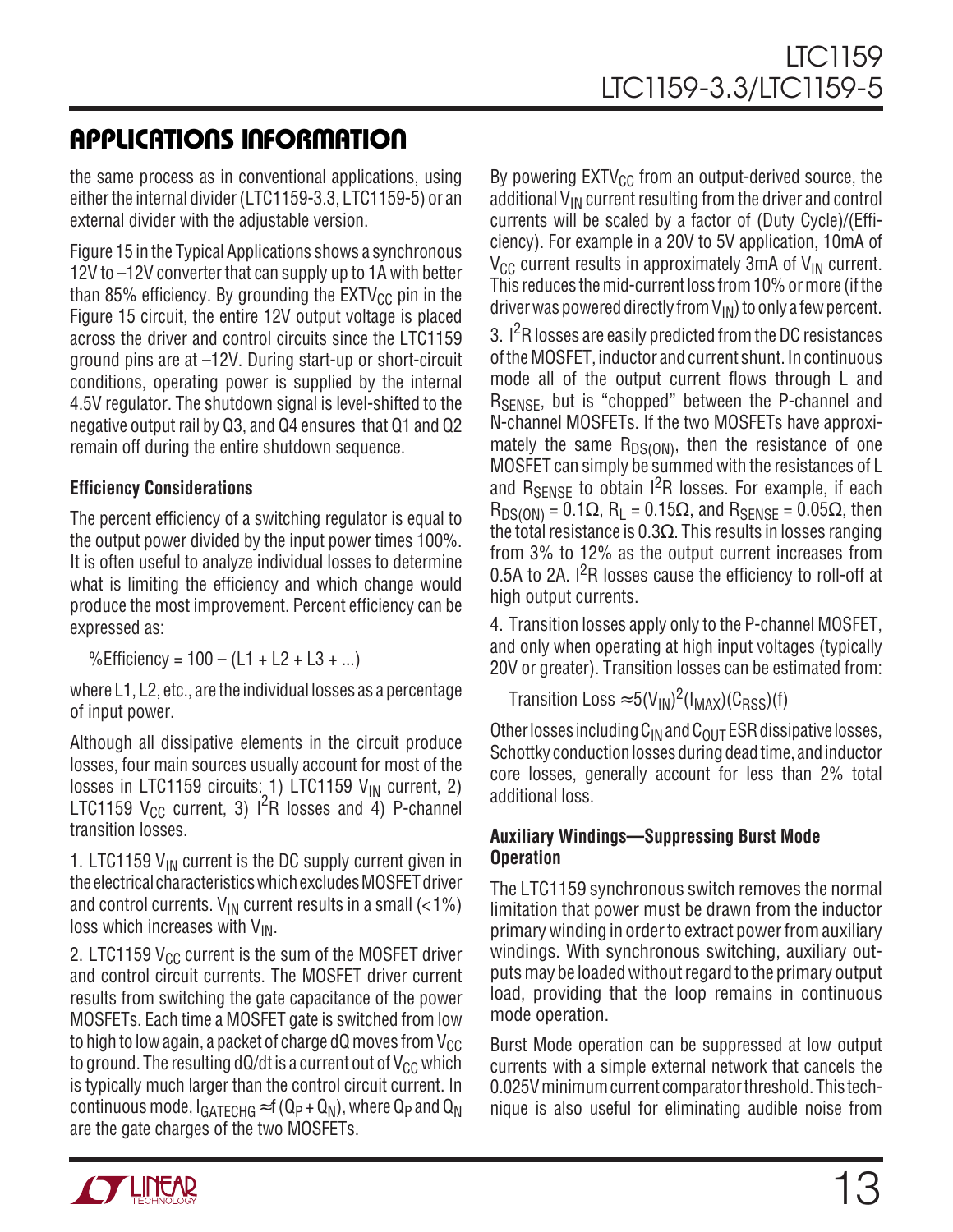## APPLICATIONS INFORMATION

the same process as in conventional applications, using either the internal divider (LTC1159-3.3, LTC1159-5) or an external divider with the adjustable version.

Figure 15 in the Typical Applications shows a synchronous 12V to –12V converter that can supply up to 1A with better than 85% efficiency. By grounding the $EXTV_{CC}$ pin in the Figure 15 circuit, the entire 12V output voltage is placed across the driver and control circuits since the LTC1159 ground pins are at –12V. During start-up or short-circuit conditions, operating power is supplied by the internal 4.5V regulator. The shutdown signal is level-shifted to the negative output rail by Q3, and Q4 ensures that Q1 and Q2 remain off during the entire shutdown sequence.

### Efficiency Considerations

The percent efficiency of a switching regulator is equal to the output power divided by the input power times 100%. It is often useful to analyze individual losses to determine what is limiting the efficiency and which change would produce the most improvement. Percent efficiency can be expressed as:

$$\%Efficiency = 100 - (L1 + L2 + L3 + ...)$$

where L1, L2, etc., are the individual losses as a percentage of input power.

Although all dissipative elements in the circuit produce losses, four main sources usually account for most of the losses in LTC1159 circuits: 1) LTC1159 $V_{IN}$ current, 2) LTC1159 $V_{CC}$ current, 3) $I^2R$ losses and 4) P-channel transition losses.

1. LTC1159 $V_{IN}$ current is the DC supply current given in the electrical characteristics which excludes MOSFET driver and control currents. $V_{IN}$ current results in a small (<1%) loss which increases with $V_{IN}$.

2. LTC1159 $V_{CC}$ current is the sum of the MOSFET driver and control circuit currents. The MOSFET driver current results from switching the gate capacitance of the power MOSFETs. Each time a MOSFET gate is switched from low to high to low again, a packet of charge dQ moves from $V_{CC}$ to ground. The resulting dQ/dt is a current out of $V_{CC}$ which is typically much larger than the control circuit current. In continuous mode, $I_{GATECHG} \approx f(Q_P + Q_N)$, where $Q_P$ and $Q_N$ are the gate charges of the two MOSFETs.

By powering $EXTV_{CC}$ from an output-derived source, the additional $V_{IN}$ current resulting from the driver and control currents will be scaled by a factor of (Duty Cycle)/(Efficiency). For example in a 20V to 5V application, 10mA of $V_{CC}$ current results in approximately 3mA of $V_{IN}$ current. This reduces the mid-current loss from 10% or more (if the driver was powered directly from $V_{IN}$) to only a few percent.

3. $I^2R$ losses are easily predicted from the DC resistances of the MOSFET, inductor and current shunt. In continuous mode all of the output current flows through L and $R_{SENSE}$, but is "chopped" between the P-channel and N-channel MOSFETs. If the two MOSFETs have approximately the same $R_{DS(ON)}$, then the resistance of one MOSFET can simply be summed with the resistances of L and $R_{SENSE}$ to obtain $I^2R$ losses. For example, if each $R_{DS(ON)} = 0.1\Omega$, $R_L = 0.15\Omega$, and $R_{SENSE} = 0.05\Omega$, then the total resistance is $0.3\Omega$. This results in losses ranging from 3% to 12% as the output current increases from 0.5A to 2A. $I^2R$ losses cause the efficiency to roll-off at high output currents.

4. Transition losses apply only to the P-channel MOSFET, and only when operating at high input voltages (typically 20V or greater). Transition losses can be estimated from:

$$\text{Transition Loss} \approx 5(V_{IN})^2(I_{MAX})(C_{RSS})(f)$$

Other losses including $C_{IN}$ and $C_{OUT}$ ESR dissipative losses, Schottky conduction losses during dead time, and inductor core losses, generally account for less than 2% total additional loss.

### Auxiliary Windings—Suppressing Burst Mode Operation

The LTC1159 synchronous switch removes the normal limitation that power must be drawn from the inductor primary winding in order to extract power from auxiliary windings. With synchronous switching, auxiliary outputs may be loaded without regard to the primary output load, providing that the loop remains in continuous mode operation.

Burst Mode operation can be suppressed at low output currents with a simple external network that cancels the 0.025V minimum current comparator threshold. This technique is also useful for eliminating audible noise from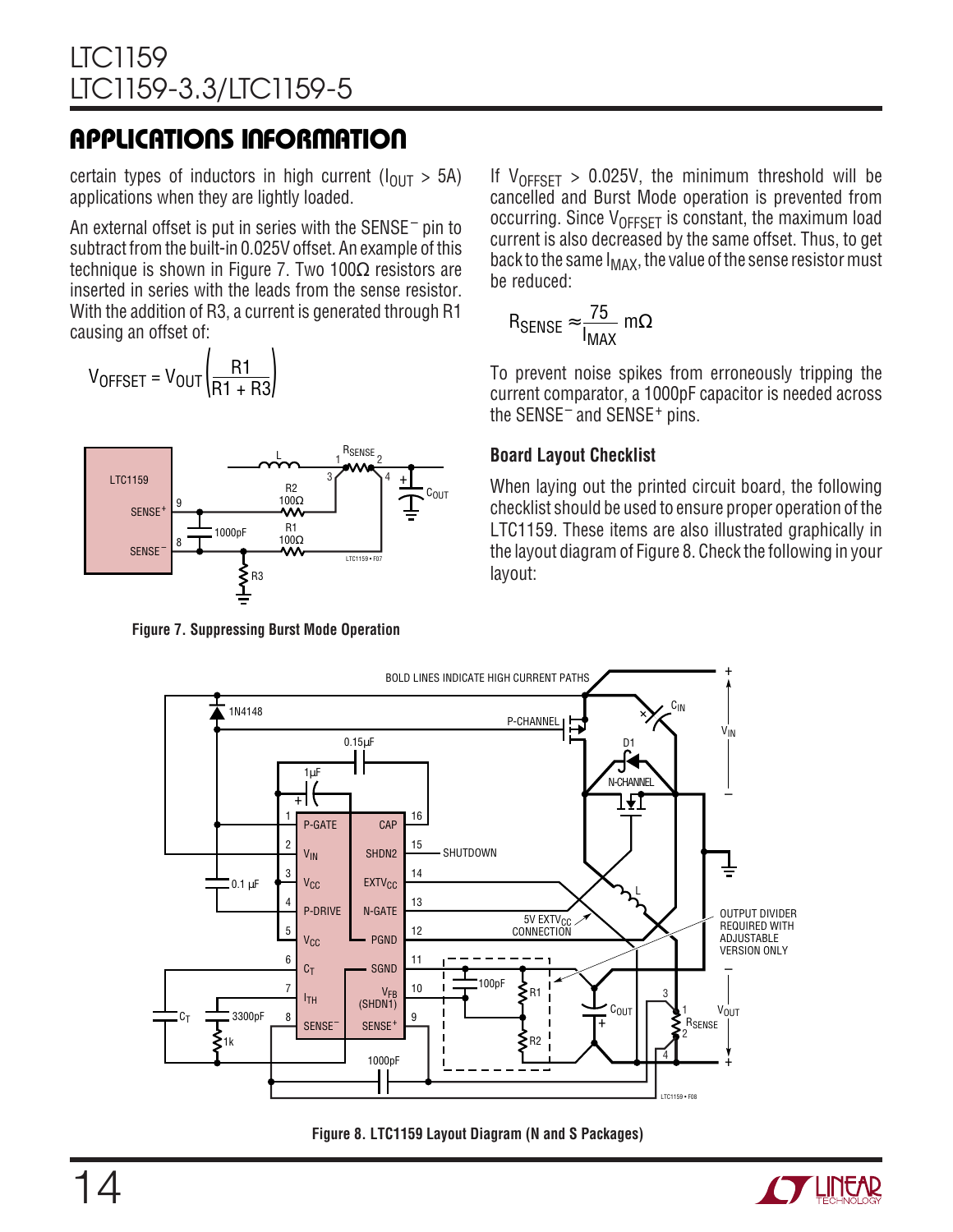## APPLICATIONS INFORMATION

certain types of inductors in high current ($I_{OUT}$ > 5A) applications when they are lightly loaded.

An external offset is put in series with the SENSE⁻ pin to subtract from the built-in 0.025V offset. An example of this technique is shown in Figure 7. Two 100Ω resistors are inserted in series with the leads from the sense resistor. With the addition of R3, a current is generated through R1 causing an offset of:

$$V_{OFFSET} = V_{OUT}\left(\frac{R1}{R1 + R3}\right)$$

Figure 7. Suppressing Burst Mode Operation

If $V_{OFFSET}$ > 0.025V, the minimum threshold will be cancelled and Burst Mode operation is prevented from occurring. Since $V_{OFFSET}$ is constant, the maximum load current is also decreased by the same offset. Thus, to get back to the same $I_{MAX}$, the value of the sense resistor must be reduced:

$$R_{SENSE} \approx \frac{75}{I_{MAX}}\ m\Omega$$

To prevent noise spikes from erroneously tripping the current comparator, a 1000pF capacitor is needed across the SENSE⁻ and SENSE⁺ pins.

### Board Layout Checklist

When laying out the printed circuit board, the following checklist should be used to ensure proper operation of the LTC1159. These items are also illustrated graphically in the layout diagram of Figure 8. Check the following in your layout:

Figure 8. LTC1159 Layout Diagram (N and S Packages)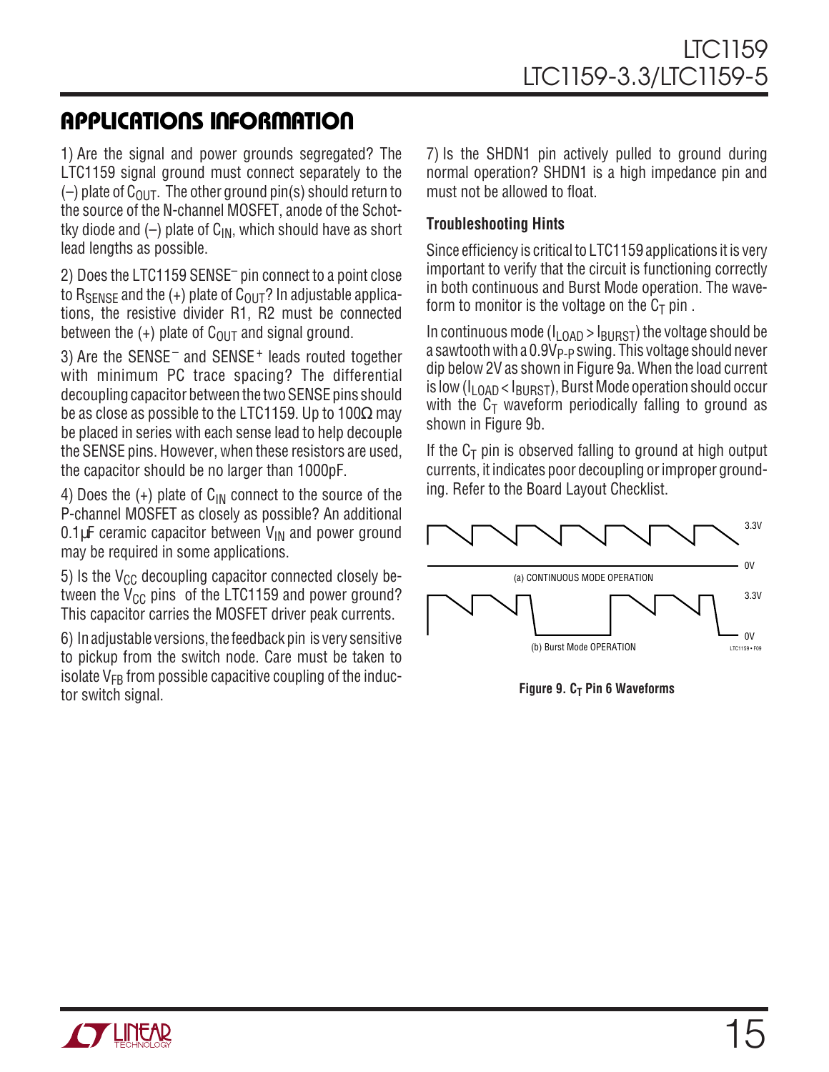## APPLICATIONS INFORMATION

1) Are the signal and power grounds segregated? The LTC1159 signal ground must connect separately to the (–) plate of $C_{OUT}$. The other ground pin(s) should return to the source of the N-channel MOSFET, anode of the Schottky diode and (–) plate of $C_{IN}$, which should have as short lead lengths as possible.

2) Does the LTC1159 SENSE⁻ pin connect to a point close to $R_{SENSE}$ and the (+) plate of $C_{OUT}$? In adjustable applications, the resistive divider R1, R2 must be connected between the (+) plate of $C_{OUT}$ and signal ground.

3) Are the $SENSE^-$ and $SENSE^+$ leads routed together with minimum PC trace spacing? The differential decoupling capacitor between the two SENSE pins should be as close as possible to the LTC1159. Up to 100Ω may be placed in series with each sense lead to help decouple the SENSE pins. However, when these resistors are used, the capacitor should be no larger than 1000pF.

4) Does the (+) plate of $C_{IN}$ connect to the source of the P-channel MOSFET as closely as possible? An additional 0.1µF ceramic capacitor between $V_{IN}$ and power ground may be required in some applications.

5) Is the $V_{CC}$ decoupling capacitor connected closely between the $V_{CC}$ pins of the LTC1159 and power ground? This capacitor carries the MOSFET driver peak currents.

6) In adjustable versions, the feedback pin is very sensitive to pickup from the switch node. Care must be taken to isolate $V_{FB}$ from possible capacitive coupling of the inductor switch signal.

7) Is the SHDN1 pin actively pulled to ground during normal operation? SHDN1 is a high impedance pin and must not be allowed to float.

### Troubleshooting Hints

Since efficiency is critical to LTC1159 applications it is very important to verify that the circuit is functioning correctly in both continuous and Burst Mode operation. The waveform to monitor is the voltage on the $C_T$ pin .

In continuous mode ($I_{LOAD} > I_{BURST}$) the voltage should be a sawtooth with a $0.9V_{P-P}$ swing. This voltage should never dip below 2V as shown in Figure 9a. When the load current is low ($I_{LOAD} < I_{BURST}$), Burst Mode operation should occur with the $C_T$ waveform periodically falling to ground as shown in Figure 9b.

If the $C_T$ pin is observed falling to ground at high output currents, it indicates poor decoupling or improper grounding. Refer to the Board Layout Checklist.

3.3V

0V

(a) CONTINUOUS MODE OPERATION

3.3V

0V

(b) Burst Mode OPERATION

LTC1159 • F09

**Figure 9. $C_T$ Pin 6 Waveforms**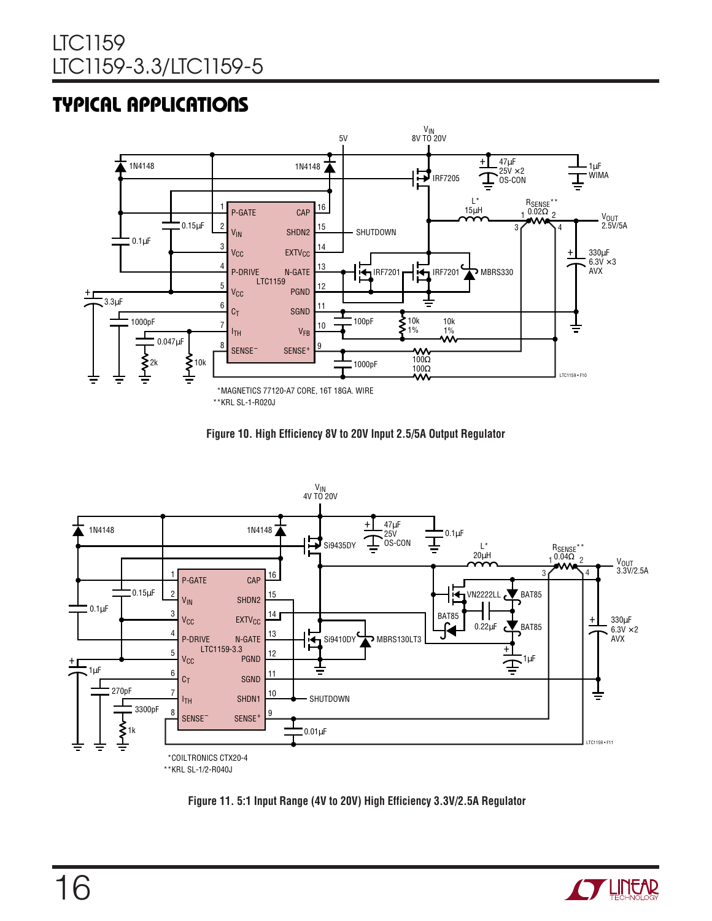## TYPICAL APPLICATIONS

*MAGNETICS 77120-A7 CORE, 16T 18GA. WIRE
**KRL SL-1-R020J

**Figure 10. High Efficiency 8V to 20V Input 2.5/5A Output Regulator**

*COILTRONICS CTX20-4
**KRL SL-1/2-R040J

**Figure 11. 5:1 Input Range (4V to 20V) High Efficiency 3.3V/2.5A Regulator**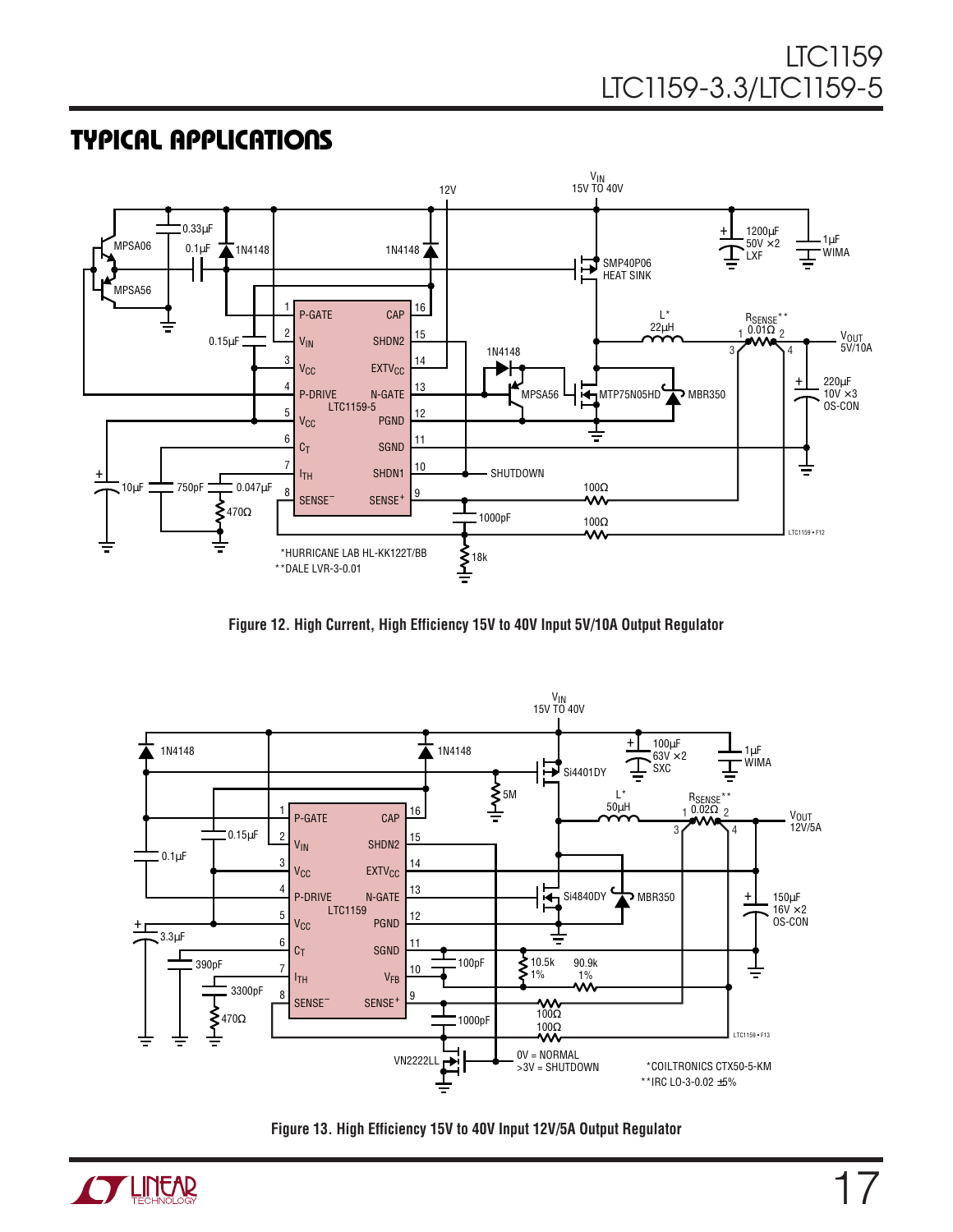## TYPICAL APPLICATIONS

*HURRICANE LAB HL-KK122T/BB
**DALE LVR-3-0.01

Figure 12. High Current, High Efficiency 15V to 40V Input 5V/10A Output Regulator

*COILTRONICS CTX50-5-KM
**IRC LO-3-0.02 ±5%

Figure 13. High Efficiency 15V to 40V Input 12V/5A Output Regulator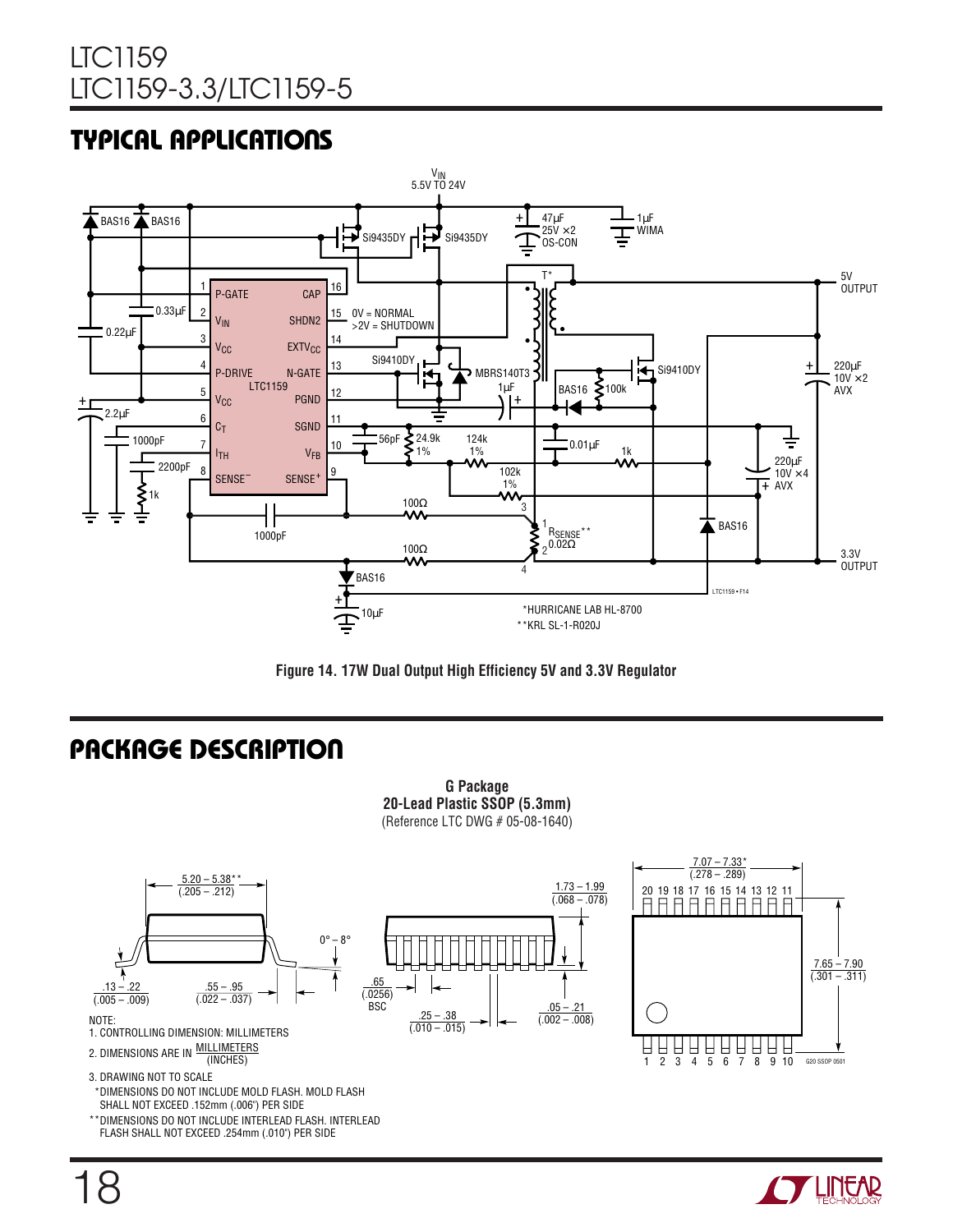## TYPICAL APPLICATIONS

Figure 14. 17W Dual Output High Efficiency 5V and 3.3V Regulator

## PACKAGE DESCRIPTION

**G Package**
**20-Lead Plastic SSOP (5.3mm)**
(Reference LTC DWG # 05-08-1640)

NOTE:
1. CONTROLLING DIMENSION: MILLIMETERS
2. DIMENSIONS ARE IN MILLIMETERS/(INCHES)
3. DRAWING NOT TO SCALE

*DIMENSIONS DO NOT INCLUDE MOLD FLASH. MOLD FLASH SHALL NOT EXCEED .152mm (.006") PER SIDE

**DIMENSIONS DO NOT INCLUDE INTERLEAD FLASH. INTERLEAD FLASH SHALL NOT EXCEED .254mm (.010") PER SIDE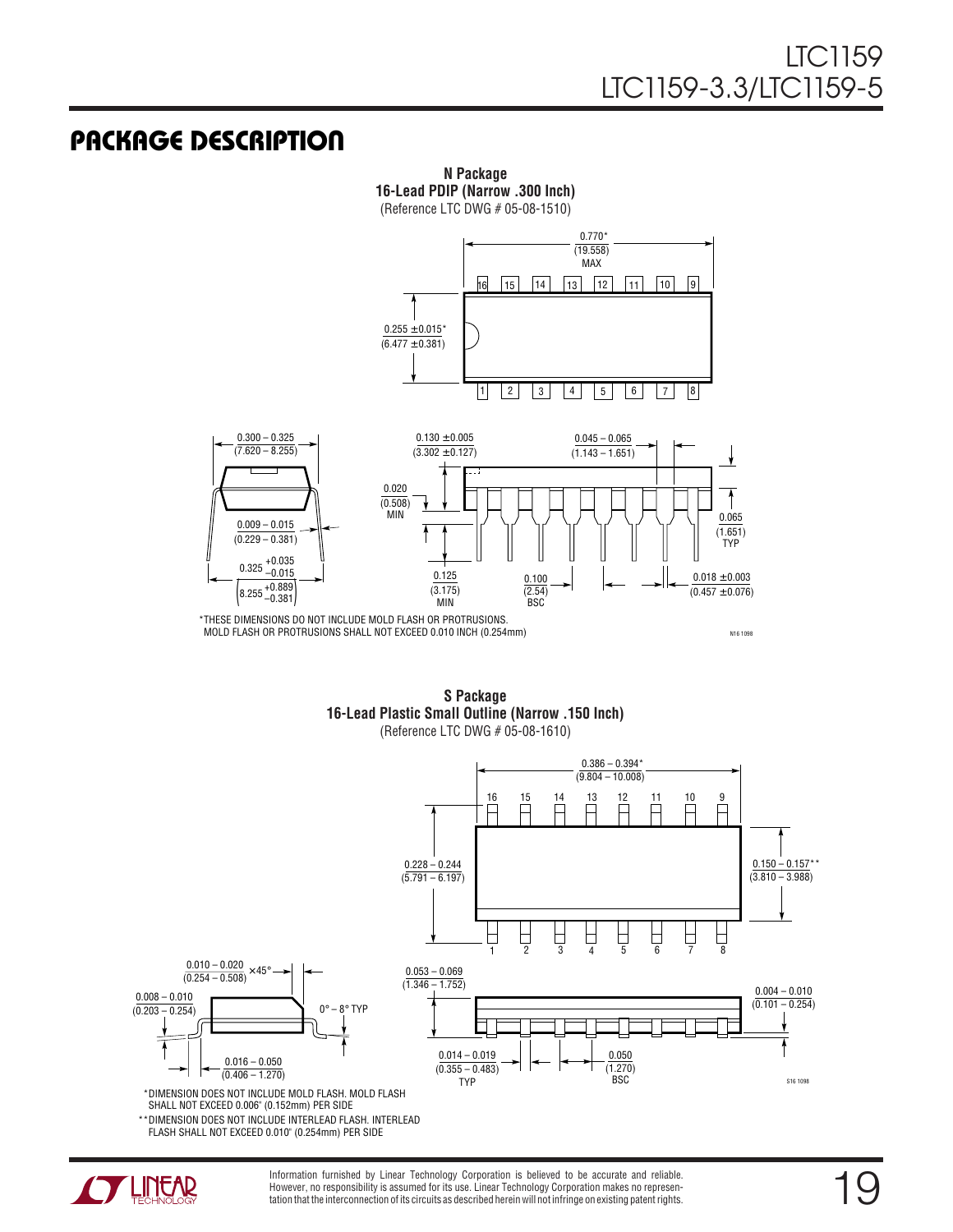## PACKAGE DESCRIPTION

**N Package**
**16-Lead PDIP (Narrow .300 Inch)**
(Reference LTC DWG # 05-08-1510)

0.770* (19.558) MAX

0.255 ±0.015* (6.477 ±0.381)

0.300 – 0.325 (7.620 – 8.255)

0.009 – 0.015 (0.229 – 0.381)

$0.325 {}^{+0.035}_{-0.015}$ $\left(8.255 {}^{+0.889}_{-0.381}\right)$

0.130 ±0.005 (3.302 ±0.127)

0.045 – 0.065 (1.143 – 1.651)

0.020 (0.508) MIN

0.065 (1.651) TYP

0.125 (3.175) MIN

0.100 (2.54) BSC

0.018 ±0.003 (0.457 ±0.076)

*THESE DIMENSIONS DO NOT INCLUDE MOLD FLASH OR PROTRUSIONS.
MOLD FLASH OR PROTRUSIONS SHALL NOT EXCEED 0.010 INCH (0.254mm)

N16 1098

**S Package**
**16-Lead Plastic Small Outline (Narrow .150 Inch)**
(Reference LTC DWG # 05-08-1610)

0.386 – 0.394* (9.804 – 10.008)

0.228 – 0.244 (5.791 – 6.197)

0.150 – 0.157** (3.810 – 3.988)

0.010 – 0.020 (0.254 – 0.508) × 45°

0.008 – 0.010 (0.203 – 0.254)

0° – 8° TYP

0.016 – 0.050 (0.406 – 1.270)

0.053 – 0.069 (1.346 – 1.752)

0.004 – 0.010 (0.101 – 0.254)

0.014 – 0.019 (0.355 – 0.483) TYP

0.050 (1.270) BSC

*DIMENSION DOES NOT INCLUDE MOLD FLASH. MOLD FLASH SHALL NOT EXCEED 0.006" (0.152mm) PER SIDE

**DIMENSION DOES NOT INCLUDE INTERLEAD FLASH. INTERLEAD FLASH SHALL NOT EXCEED 0.010" (0.254mm) PER SIDE

S16 1098

Information furnished by Linear Technology Corporation is believed to be accurate and reliable. However, no responsibility is assumed for its use. Linear Technology Corporation makes no representation that the interconnection of its circuits as described herein will not infringe on existing patent rights.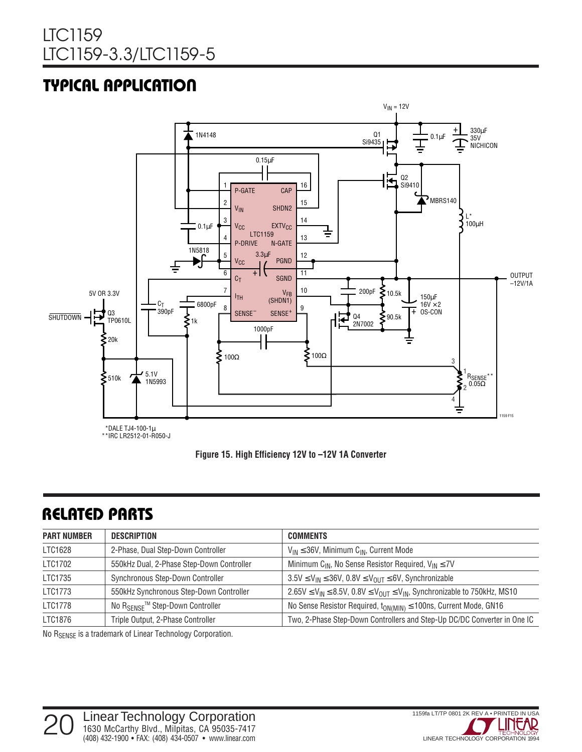## TYPICAL APPLICATION

$V_{IN}$ = 12V

1N4148

Q1 Si9435

0.1µF

330µF 35V NICHICON

0.15µF

Q2 Si9410

MBRS140

L* 100µH

1 P-GATE

2 $V_{IN}$

3 $V_{CC}$

4 P-DRIVE

5 $V_{CC}$

6 $C_T$

7 $I_{TH}$

8 SENSE$^-$

16 CAP

15 SHDN2

14 $EXTV_{CC}$

13 N-GATE

12 PGND

11 SGND

10 $V_{FB}$ (SHDN1)

9 SENSE$^+$

LTC1159

0.1µF

1N5818

3.3µF

OUTPUT –12V/1A

5V OR 3.3V

$C_T$ 390pF

6800pF

1k

200pF

10.5k

150µF 16V ×2 OS-CON

$\overline{SHUTDOWN}$

Q3 TP0610L

Q4 2N7002

90.5k

20k

1000pF

100Ω

100Ω

510k

5.1V 1N5993

$R_{SENSE}$** 0.05Ω

*DALE TJ4-100-1µ
**IRC LR2512-01-R050-J

**Figure 15. High Efficiency 12V to –12V 1A Converter**

## RELATED PARTS

| PART NUMBER | DESCRIPTION | COMMENTS |
|---|---|---|
| LTC1628 | 2-Phase, Dual Step-Down Controller | $V_{IN} \le 36V$, Minimum $C_{IN}$, Current Mode |
| LTC1702 | 550kHz Dual, 2-Phase Step-Down Controller | Minimum $C_{IN}$, No Sense Resistor Required, $V_{IN} \le 7V$ |
| LTC1735 | Synchronous Step-Down Controller | $3.5V \le V_{IN} \le 36V$, $0.8V \le V_{OUT} \le 6V$, Synchronizable |
| LTC1773 | 550kHz Synchronous Step-Down Controller | $2.65V \le V_{IN} \le 8.5V$, $0.8V \le V_{OUT} \le V_{IN}$, Synchronizable to 750kHz, MS10 |
| LTC1778 | No $R_{SENSE}$™ Step-Down Controller | No Sense Resistor Required, $t_{ON(MIN)} \le 100ns$, Current Mode, GN16 |
| LTC1876 | Triple Output, 2-Phase Controller | Two, 2-Phase Step-Down Controllers and Step-Up DC/DC Converter in One IC |

No $R_{SENSE}$ is a trademark of Linear Technology Corporation.

Linear Technology Corporation
1630 McCarthy Blvd., Milpitas, CA 95035-7417
(408) 432-1900 • FAX: (408) 434-0507 • www.linear.com

1159fa LT/TP 0801 2K REV A • PRINTED IN USA

© LINEAR TECHNOLOGY CORPORATION 1994